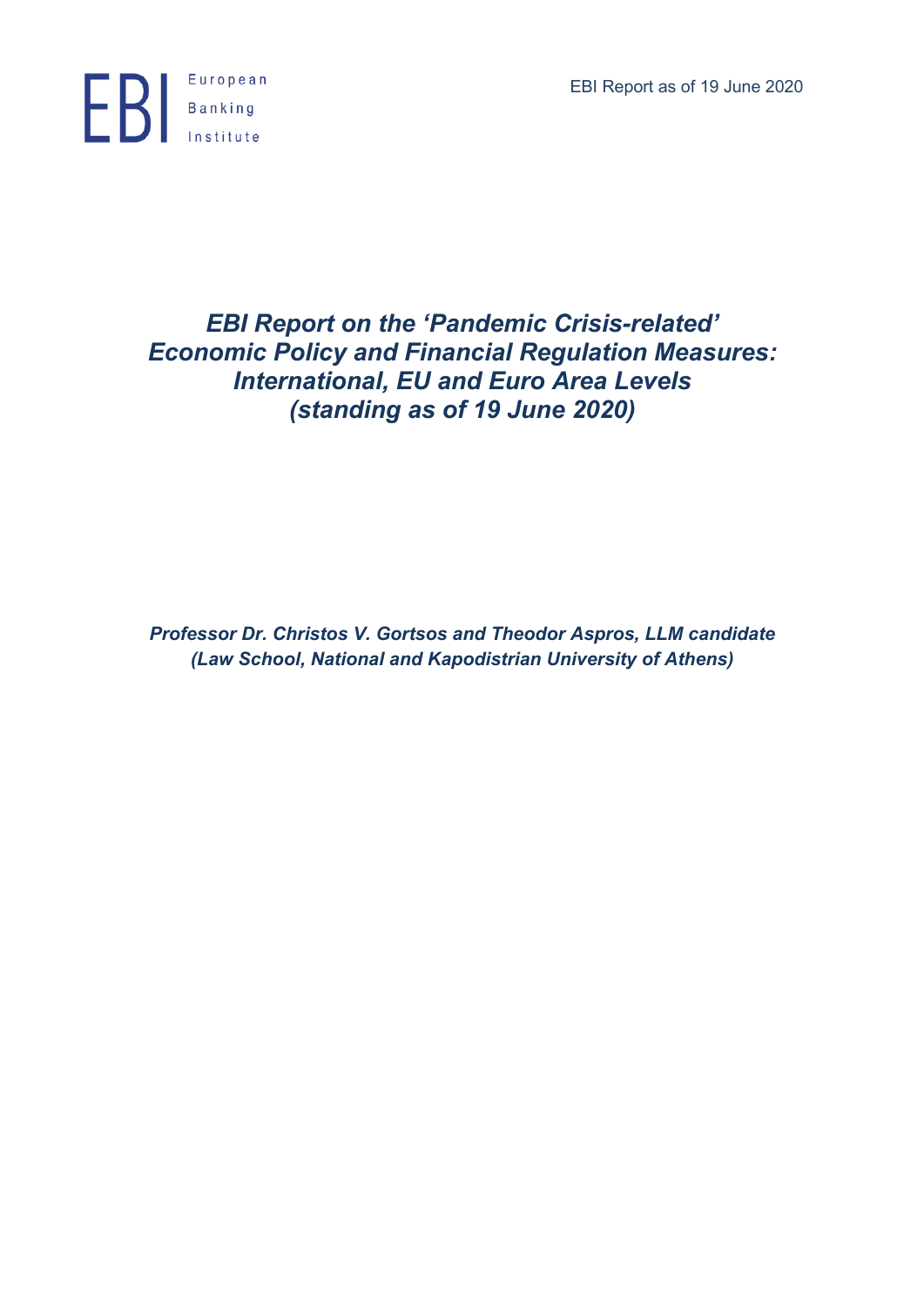EBI Report as of 19 June 2020

European Banking Institute

# *EBI Report on the 'Pandemic Crisis-related' Economic Policy and Financial Regulation Measures: International, EU and Euro Area Levels (standing as of 19 June 2020)*

***Professor Dr. Christos V. Gortsos and Theodor Aspros, LLM candidate (Law School, National and Kapodistrian University of Athens)***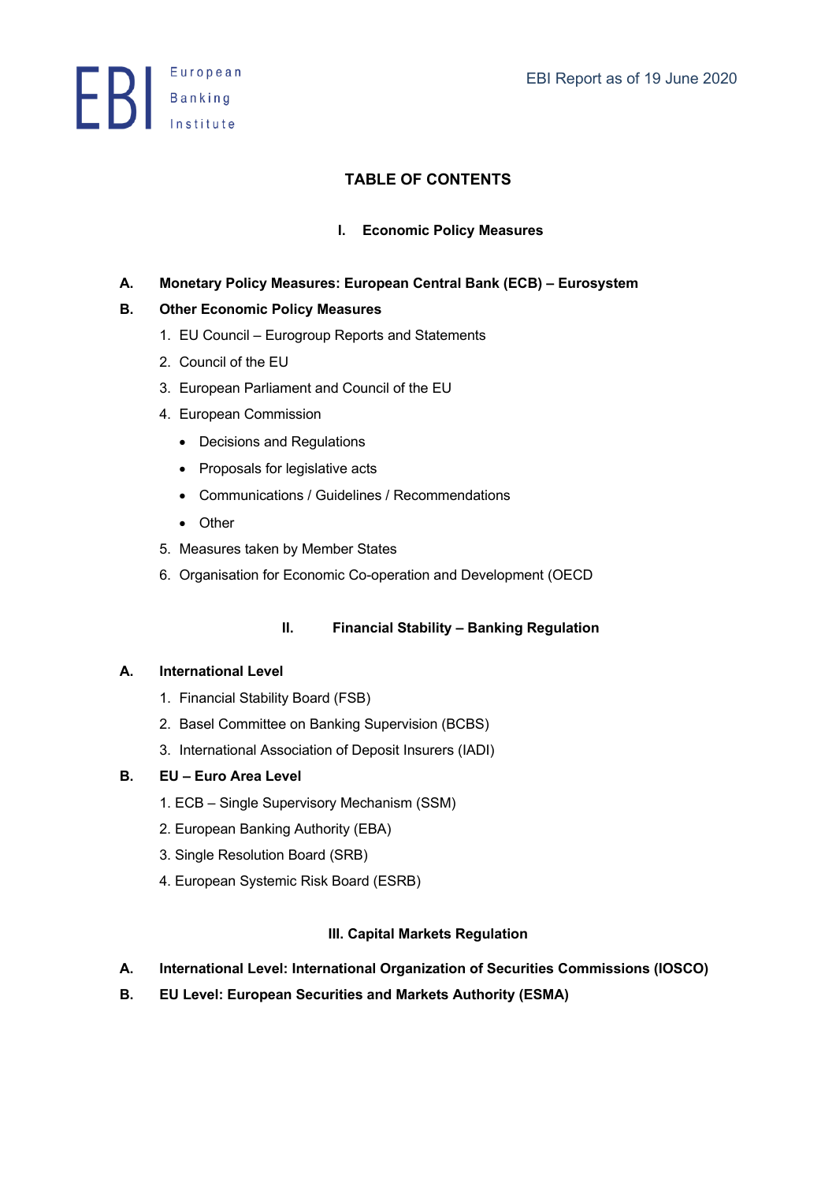# TABLE OF CONTENTS

## I. Economic Policy Measures

**A. Monetary Policy Measures: European Central Bank (ECB) – Eurosystem**

**B. Other Economic Policy Measures**

1. EU Council – Eurogroup Reports and Statements
2. Council of the EU
3. European Parliament and Council of the EU
4. European Commission
   - Decisions and Regulations
   - Proposals for legislative acts
   - Communications / Guidelines / Recommendations
   - Other
5. Measures taken by Member States
6. Organisation for Economic Co-operation and Development (OECD

## II. Financial Stability – Banking Regulation

**A. International Level**

1. Financial Stability Board (FSB)
2. Basel Committee on Banking Supervision (BCBS)
3. International Association of Deposit Insurers (IADI)

**B. EU – Euro Area Level**

1. ECB – Single Supervisory Mechanism (SSM)
2. European Banking Authority (EBA)
3. Single Resolution Board (SRB)
4. European Systemic Risk Board (ESRB)

## III. Capital Markets Regulation

**A. International Level: International Organization of Securities Commissions (IOSCO)**

**B. EU Level: European Securities and Markets Authority (ESMA)**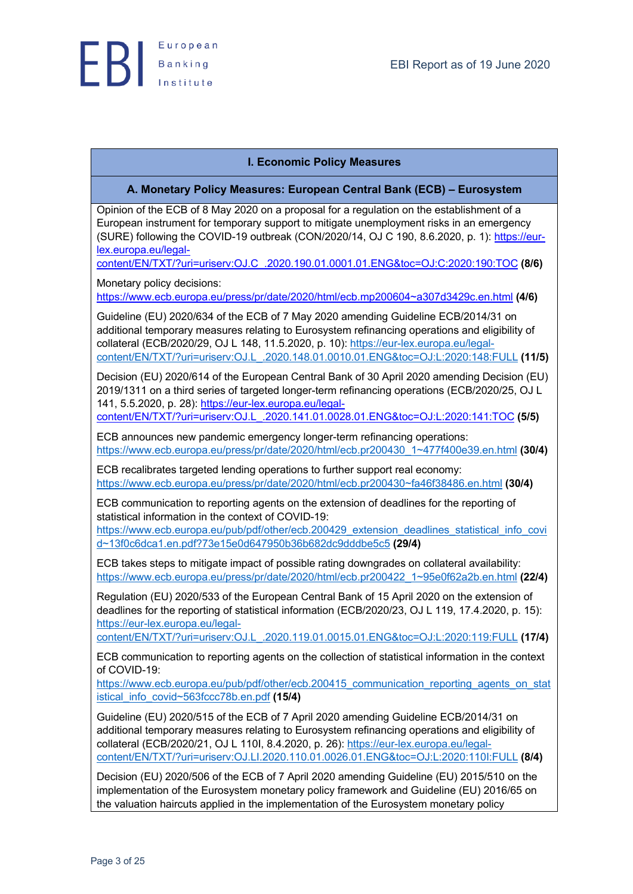## I. Economic Policy Measures

### A. Monetary Policy Measures: European Central Bank (ECB) – Eurosystem

Opinion of the ECB of 8 May 2020 on a proposal for a regulation on the establishment of a European instrument for temporary support to mitigate unemployment risks in an emergency (SURE) following the COVID-19 outbreak (CON/2020/14, OJ C 190, 8.6.2020, p. 1): https://eur-lex.europa.eu/legal-content/EN/TXT/?uri=uriserv:OJ.C_.2020.190.01.0001.01.ENG&toc=OJ:C:2020:190:TOC **(8/6)**

Monetary policy decisions: https://www.ecb.europa.eu/press/pr/date/2020/html/ecb.mp200604~a307d3429c.en.html **(4/6)**

Guideline (EU) 2020/634 of the ECB of 7 May 2020 amending Guideline ECB/2014/31 on additional temporary measures relating to Eurosystem refinancing operations and eligibility of collateral (ECB/2020/29, OJ L 148, 11.5.2020, p. 10): https://eur-lex.europa.eu/legal-content/EN/TXT/?uri=uriserv:OJ.L_.2020.148.01.0010.01.ENG&toc=OJ:L:2020:148:FULL **(11/5)**

Decision (EU) 2020/614 of the European Central Bank of 30 April 2020 amending Decision (EU) 2019/1311 on a third series of targeted longer-term refinancing operations (ECB/2020/25, OJ L 141, 5.5.2020, p. 28): https://eur-lex.europa.eu/legal-content/EN/TXT/?uri=uriserv:OJ.L_.2020.141.01.0028.01.ENG&toc=OJ:L:2020:141:TOC **(5/5)**

ECB announces new pandemic emergency longer-term refinancing operations: https://www.ecb.europa.eu/press/pr/date/2020/html/ecb.pr200430_1~477f400e39.en.html **(30/4)**

ECB recalibrates targeted lending operations to further support real economy: https://www.ecb.europa.eu/press/pr/date/2020/html/ecb.pr200430~fa46f38486.en.html **(30/4)**

ECB communication to reporting agents on the extension of deadlines for the reporting of statistical information in the context of COVID-19: https://www.ecb.europa.eu/pub/pdf/other/ecb.200429_extension_deadlines_statistical_info_covid~13f0c6dca1.en.pdf?73e15e0d647950b36b682dc9dddbe5c5 **(29/4)**

ECB takes steps to mitigate impact of possible rating downgrades on collateral availability: https://www.ecb.europa.eu/press/pr/date/2020/html/ecb.pr200422_1~95e0f62a2b.en.html **(22/4)**

Regulation (EU) 2020/533 of the European Central Bank of 15 April 2020 on the extension of deadlines for the reporting of statistical information (ECB/2020/23, OJ L 119, 17.4.2020, p. 15): https://eur-lex.europa.eu/legal-content/EN/TXT/?uri=uriserv:OJ.L_.2020.119.01.0015.01.ENG&toc=OJ:L:2020:119:FULL **(17/4)**

ECB communication to reporting agents on the collection of statistical information in the context of COVID-19: https://www.ecb.europa.eu/pub/pdf/other/ecb.200415_communication_reporting_agents_on_statistical_info_covid~563fccc78b.en.pdf **(15/4)**

Guideline (EU) 2020/515 of the ECB of 7 April 2020 amending Guideline ECB/2014/31 on additional temporary measures relating to Eurosystem refinancing operations and eligibility of collateral (ECB/2020/21, OJ L 110I, 8.4.2020, p. 26): https://eur-lex.europa.eu/legal-content/EN/TXT/?uri=uriserv:OJ.LI.2020.110.01.0026.01.ENG&toc=OJ:L:2020:110I:FULL **(8/4)**

Decision (EU) 2020/506 of the ECB of 7 April 2020 amending Guideline (EU) 2015/510 on the implementation of the Eurosystem monetary policy framework and Guideline (EU) 2016/65 on the valuation haircuts applied in the implementation of the Eurosystem monetary policy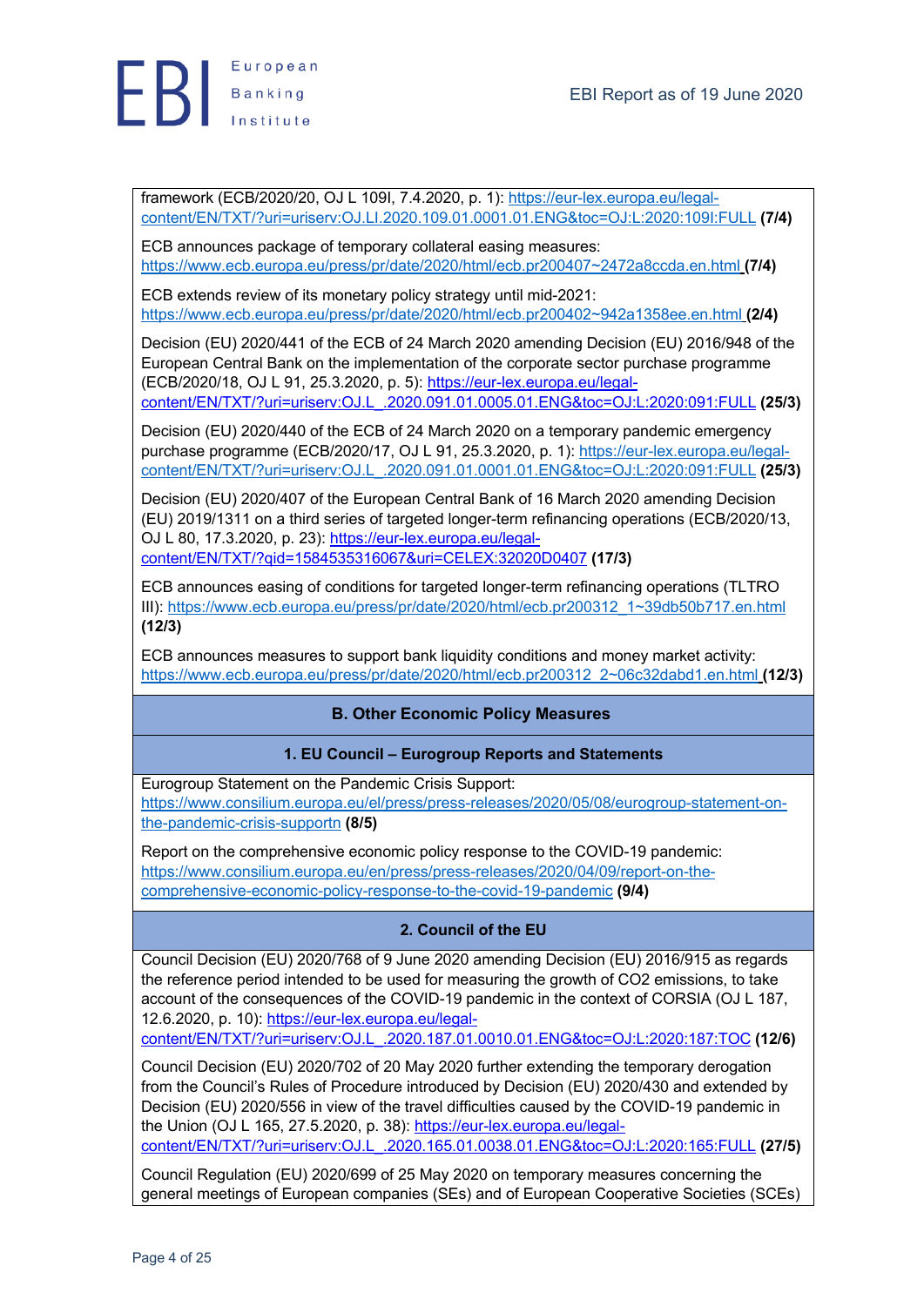framework (ECB/2020/20, OJ L 109I, 7.4.2020, p. 1): https://eur-lex.europa.eu/legal-content/EN/TXT/?uri=uriserv:OJ.LI.2020.109.01.0001.01.ENG&toc=OJ:L:2020:109I:FULL **(7/4)**

ECB announces package of temporary collateral easing measures: https://www.ecb.europa.eu/press/pr/date/2020/html/ecb.pr200407~2472a8ccda.en.html **(7/4)**

ECB extends review of its monetary policy strategy until mid-2021: https://www.ecb.europa.eu/press/pr/date/2020/html/ecb.pr200402~942a1358ee.en.html **(2/4)**

Decision (EU) 2020/441 of the ECB of 24 March 2020 amending Decision (EU) 2016/948 of the European Central Bank on the implementation of the corporate sector purchase programme (ECB/2020/18, OJ L 91, 25.3.2020, p. 5): https://eur-lex.europa.eu/legal-content/EN/TXT/?uri=uriserv:OJ.L_.2020.091.01.0005.01.ENG&toc=OJ:L:2020:091:FULL **(25/3)**

Decision (EU) 2020/440 of the ECB of 24 March 2020 on a temporary pandemic emergency purchase programme (ECB/2020/17, OJ L 91, 25.3.2020, p. 1): https://eur-lex.europa.eu/legal-content/EN/TXT/?uri=uriserv:OJ.L_.2020.091.01.0001.01.ENG&toc=OJ:L:2020:091:FULL **(25/3)**

Decision (EU) 2020/407 of the European Central Bank of 16 March 2020 amending Decision (EU) 2019/1311 on a third series of targeted longer-term refinancing operations (ECB/2020/13, OJ L 80, 17.3.2020, p. 23): https://eur-lex.europa.eu/legal-content/EN/TXT/?qid=1584535316067&uri=CELEX:32020D0407 **(17/3)**

ECB announces easing of conditions for targeted longer-term refinancing operations (TLTRO III): https://www.ecb.europa.eu/press/pr/date/2020/html/ecb.pr200312_1~39db50b717.en.html **(12/3)**

ECB announces measures to support bank liquidity conditions and money market activity: https://www.ecb.europa.eu/press/pr/date/2020/html/ecb.pr200312_2~06c32dabd1.en.html **(12/3)**

## B. Other Economic Policy Measures

### 1. EU Council – Eurogroup Reports and Statements

Eurogroup Statement on the Pandemic Crisis Support: https://www.consilium.europa.eu/el/press/press-releases/2020/05/08/eurogroup-statement-on-the-pandemic-crisis-supportn **(8/5)**

Report on the comprehensive economic policy response to the COVID-19 pandemic: https://www.consilium.europa.eu/en/press/press-releases/2020/04/09/report-on-the-comprehensive-economic-policy-response-to-the-covid-19-pandemic **(9/4)**

### 2. Council of the EU

Council Decision (EU) 2020/768 of 9 June 2020 amending Decision (EU) 2016/915 as regards the reference period intended to be used for measuring the growth of CO2 emissions, to take account of the consequences of the COVID-19 pandemic in the context of CORSIA (OJ L 187, 12.6.2020, p. 10): https://eur-lex.europa.eu/legal-content/EN/TXT/?uri=uriserv:OJ.L_.2020.187.01.0010.01.ENG&toc=OJ:L:2020:187:TOC **(12/6)**

Council Decision (EU) 2020/702 of 20 May 2020 further extending the temporary derogation from the Council's Rules of Procedure introduced by Decision (EU) 2020/430 and extended by Decision (EU) 2020/556 in view of the travel difficulties caused by the COVID-19 pandemic in the Union (OJ L 165, 27.5.2020, p. 38): https://eur-lex.europa.eu/legal-content/EN/TXT/?uri=uriserv:OJ.L_.2020.165.01.0038.01.ENG&toc=OJ:L:2020:165:FULL **(27/5)**

Council Regulation (EU) 2020/699 of 25 May 2020 on temporary measures concerning the general meetings of European companies (SEs) and of European Cooperative Societies (SCEs)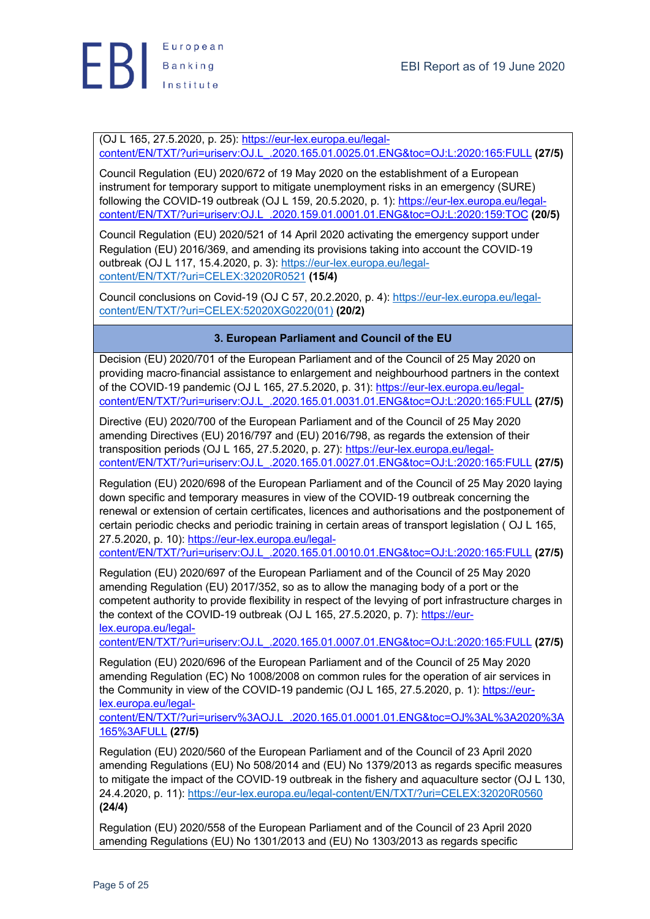(OJ L 165, 27.5.2020, p. 25): https://eur-lex.europa.eu/legal-content/EN/TXT/?uri=uriserv:OJ.L_.2020.165.01.0025.01.ENG&toc=OJ:L:2020:165:FULL **(27/5)**

Council Regulation (EU) 2020/672 of 19 May 2020 on the establishment of a European instrument for temporary support to mitigate unemployment risks in an emergency (SURE) following the COVID-19 outbreak (OJ L 159, 20.5.2020, p. 1): https://eur-lex.europa.eu/legal-content/EN/TXT/?uri=uriserv:OJ.L_.2020.159.01.0001.01.ENG&toc=OJ:L:2020:159:TOC **(20/5)**

Council Regulation (EU) 2020/521 of 14 April 2020 activating the emergency support under Regulation (EU) 2016/369, and amending its provisions taking into account the COVID‐19 outbreak (OJ L 117, 15.4.2020, p. 3): https://eur-lex.europa.eu/legal-content/EN/TXT/?uri=CELEX:32020R0521 **(15/4)**

Council conclusions on Covid-19 (OJ C 57, 20.2.2020, p. 4): https://eur-lex.europa.eu/legal-content/EN/TXT/?uri=CELEX:52020XG0220(01) **(20/2)**

## 3. European Parliament and Council of the EU

Decision (EU) 2020/701 of the European Parliament and of the Council of 25 May 2020 on providing macro-financial assistance to enlargement and neighbourhood partners in the context of the COVID-19 pandemic (OJ L 165, 27.5.2020, p. 31): https://eur-lex.europa.eu/legal-content/EN/TXT/?uri=uriserv:OJ.L_.2020.165.01.0031.01.ENG&toc=OJ:L:2020:165:FULL **(27/5)**

Directive (EU) 2020/700 of the European Parliament and of the Council of 25 May 2020 amending Directives (EU) 2016/797 and (EU) 2016/798, as regards the extension of their transposition periods (OJ L 165, 27.5.2020, p. 27): https://eur-lex.europa.eu/legal-content/EN/TXT/?uri=uriserv:OJ.L_.2020.165.01.0027.01.ENG&toc=OJ:L:2020:165:FULL **(27/5)**

Regulation (EU) 2020/698 of the European Parliament and of the Council of 25 May 2020 laying down specific and temporary measures in view of the COVID‐19 outbreak concerning the renewal or extension of certain certificates, licences and authorisations and the postponement of certain periodic checks and periodic training in certain areas of transport legislation ( OJ L 165, 27.5.2020, p. 10): https://eur-lex.europa.eu/legal-content/EN/TXT/?uri=uriserv:OJ.L_.2020.165.01.0010.01.ENG&toc=OJ:L:2020:165:FULL **(27/5)**

Regulation (EU) 2020/697 of the European Parliament and of the Council of 25 May 2020 amending Regulation (EU) 2017/352, so as to allow the managing body of a port or the competent authority to provide flexibility in respect of the levying of port infrastructure charges in the context of the COVID-19 outbreak (OJ L 165, 27.5.2020, p. 7): https://eur-lex.europa.eu/legal-content/EN/TXT/?uri=uriserv:OJ.L_.2020.165.01.0007.01.ENG&toc=OJ:L:2020:165:FULL **(27/5)**

Regulation (EU) 2020/696 of the European Parliament and of the Council of 25 May 2020 amending Regulation (EC) No 1008/2008 on common rules for the operation of air services in the Community in view of the COVID-19 pandemic (OJ L 165, 27.5.2020, p. 1): https://eur-lex.europa.eu/legal-content/EN/TXT/?uri=uriserv%3AOJ.L_.2020.165.01.0001.01.ENG&toc=OJ%3AL%3A2020%3A165%3AFULL **(27/5)**

Regulation (EU) 2020/560 of the European Parliament and of the Council of 23 April 2020 amending Regulations (EU) No 508/2014 and (EU) No 1379/2013 as regards specific measures to mitigate the impact of the COVID-19 outbreak in the fishery and aquaculture sector (OJ L 130, 24.4.2020, p. 11): https://eur-lex.europa.eu/legal-content/EN/TXT/?uri=CELEX:32020R0560 **(24/4)**

Regulation (EU) 2020/558 of the European Parliament and of the Council of 23 April 2020 amending Regulations (EU) No 1301/2013 and (EU) No 1303/2013 as regards specific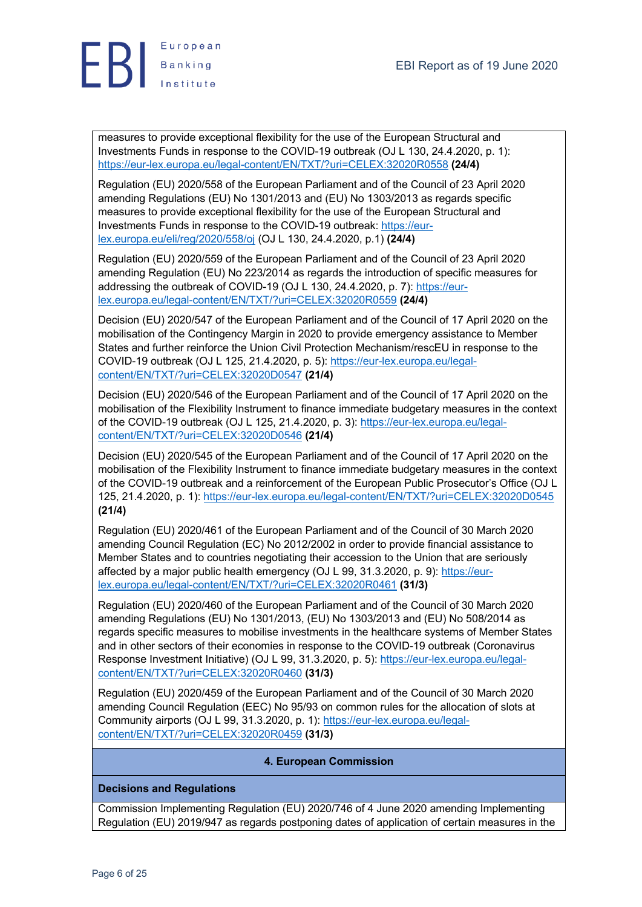measures to provide exceptional flexibility for the use of the European Structural and Investments Funds in response to the COVID-19 outbreak (OJ L 130, 24.4.2020, p. 1): https://eur-lex.europa.eu/legal-content/EN/TXT/?uri=CELEX:32020R0558 **(24/4)**

Regulation (EU) 2020/558 of the European Parliament and of the Council of 23 April 2020 amending Regulations (EU) No 1301/2013 and (EU) No 1303/2013 as regards specific measures to provide exceptional flexibility for the use of the European Structural and Investments Funds in response to the COVID-19 outbreak: https://eur-lex.europa.eu/eli/reg/2020/558/oj (OJ L 130, 24.4.2020, p.1) **(24/4)**

Regulation (EU) 2020/559 of the European Parliament and of the Council of 23 April 2020 amending Regulation (EU) No 223/2014 as regards the introduction of specific measures for addressing the outbreak of COVID-19 (OJ L 130, 24.4.2020, p. 7): https://eur-lex.europa.eu/legal-content/EN/TXT/?uri=CELEX:32020R0559 **(24/4)**

Decision (EU) 2020/547 of the European Parliament and of the Council of 17 April 2020 on the mobilisation of the Contingency Margin in 2020 to provide emergency assistance to Member States and further reinforce the Union Civil Protection Mechanism/rescEU in response to the COVID-19 outbreak (OJ L 125, 21.4.2020, p. 5): https://eur-lex.europa.eu/legal-content/EN/TXT/?uri=CELEX:32020D0547 **(21/4)**

Decision (EU) 2020/546 of the European Parliament and of the Council of 17 April 2020 on the mobilisation of the Flexibility Instrument to finance immediate budgetary measures in the context of the COVID-19 outbreak (OJ L 125, 21.4.2020, p. 3): https://eur-lex.europa.eu/legal-content/EN/TXT/?uri=CELEX:32020D0546 **(21/4)**

Decision (EU) 2020/545 of the European Parliament and of the Council of 17 April 2020 on the mobilisation of the Flexibility Instrument to finance immediate budgetary measures in the context of the COVID-19 outbreak and a reinforcement of the European Public Prosecutor's Office (OJ L 125, 21.4.2020, p. 1): https://eur-lex.europa.eu/legal-content/EN/TXT/?uri=CELEX:32020D0545 **(21/4)**

Regulation (EU) 2020/461 of the European Parliament and of the Council of 30 March 2020 amending Council Regulation (EC) No 2012/2002 in order to provide financial assistance to Member States and to countries negotiating their accession to the Union that are seriously affected by a major public health emergency (OJ L 99, 31.3.2020, p. 9): https://eur-lex.europa.eu/legal-content/EN/TXT/?uri=CELEX:32020R0461 **(31/3)**

Regulation (EU) 2020/460 of the European Parliament and of the Council of 30 March 2020 amending Regulations (EU) No 1301/2013, (EU) No 1303/2013 and (EU) No 508/2014 as regards specific measures to mobilise investments in the healthcare systems of Member States and in other sectors of their economies in response to the COVID-19 outbreak (Coronavirus Response Investment Initiative) (OJ L 99, 31.3.2020, p. 5): https://eur-lex.europa.eu/legal-content/EN/TXT/?uri=CELEX:32020R0460 **(31/3)**

Regulation (EU) 2020/459 of the European Parliament and of the Council of 30 March 2020 amending Council Regulation (EEC) No 95/93 on common rules for the allocation of slots at Community airports (OJ L 99, 31.3.2020, p. 1): https://eur-lex.europa.eu/legal-content/EN/TXT/?uri=CELEX:32020R0459 **(31/3)**

## 4. European Commission

### Decisions and Regulations

Commission Implementing Regulation (EU) 2020/746 of 4 June 2020 amending Implementing Regulation (EU) 2019/947 as regards postponing dates of application of certain measures in the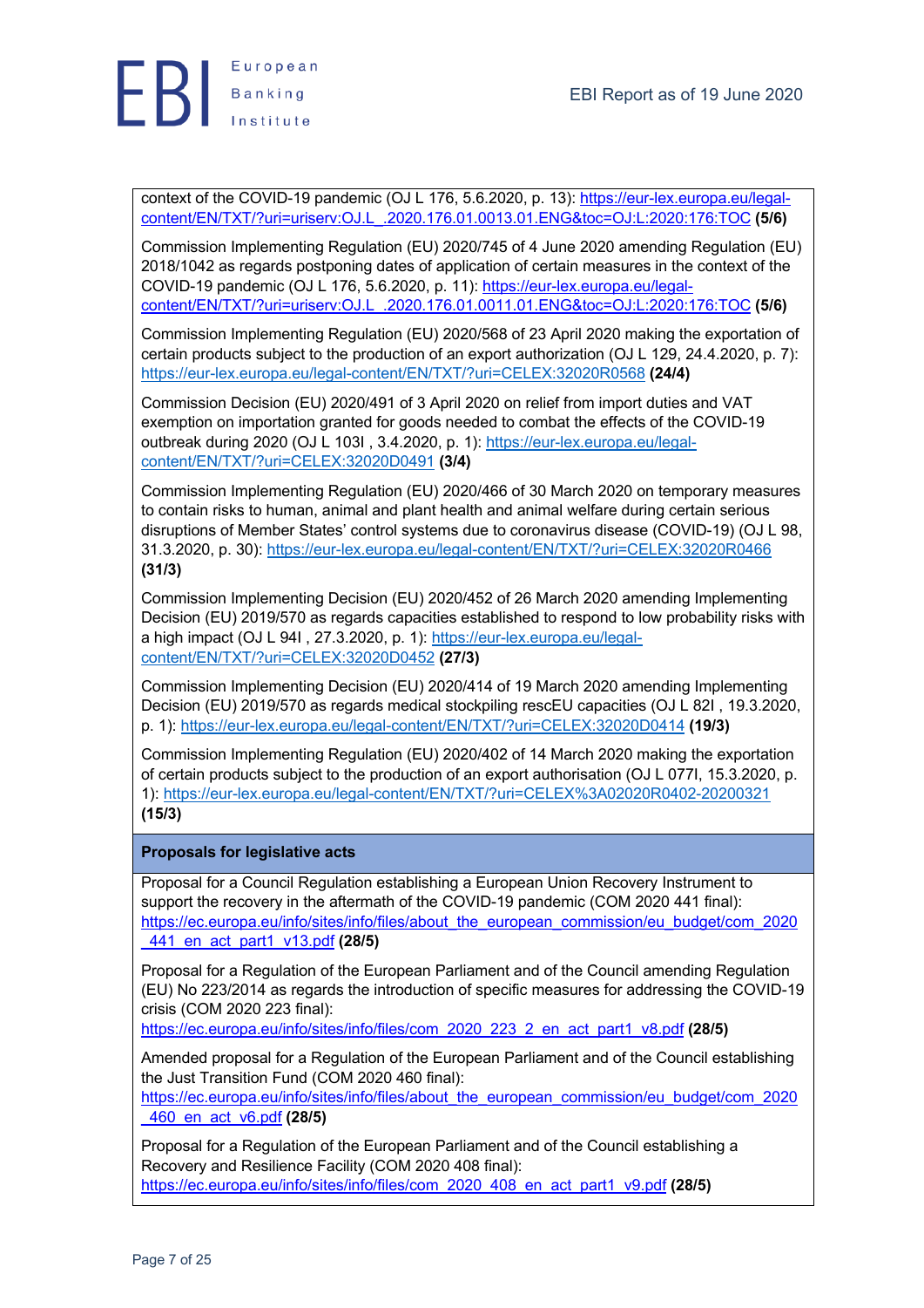context of the COVID-19 pandemic (OJ L 176, 5.6.2020, p. 13): https://eur-lex.europa.eu/legal-content/EN/TXT/?uri=uriserv:OJ.L_.2020.176.01.0013.01.ENG&toc=OJ:L:2020:176:TOC **(5/6)**

Commission Implementing Regulation (EU) 2020/745 of 4 June 2020 amending Regulation (EU) 2018/1042 as regards postponing dates of application of certain measures in the context of the COVID-19 pandemic (OJ L 176, 5.6.2020, p. 11): https://eur-lex.europa.eu/legal-content/EN/TXT/?uri=uriserv:OJ.L_.2020.176.01.0011.01.ENG&toc=OJ:L:2020:176:TOC **(5/6)**

Commission Implementing Regulation (EU) 2020/568 of 23 April 2020 making the exportation of certain products subject to the production of an export authorization (OJ L 129, 24.4.2020, p. 7): https://eur-lex.europa.eu/legal-content/EN/TXT/?uri=CELEX:32020R0568 **(24/4)**

Commission Decision (EU) 2020/491 of 3 April 2020 on relief from import duties and VAT exemption on importation granted for goods needed to combat the effects of the COVID-19 outbreak during 2020 (OJ L 103I , 3.4.2020, p. 1): https://eur-lex.europa.eu/legal-content/EN/TXT/?uri=CELEX:32020D0491 **(3/4)**

Commission Implementing Regulation (EU) 2020/466 of 30 March 2020 on temporary measures to contain risks to human, animal and plant health and animal welfare during certain serious disruptions of Member States' control systems due to coronavirus disease (COVID-19) (OJ L 98, 31.3.2020, p. 30): https://eur-lex.europa.eu/legal-content/EN/TXT/?uri=CELEX:32020R0466 **(31/3)**

Commission Implementing Decision (EU) 2020/452 of 26 March 2020 amending Implementing Decision (EU) 2019/570 as regards capacities established to respond to low probability risks with a high impact (OJ L 94I , 27.3.2020, p. 1): https://eur-lex.europa.eu/legal-content/EN/TXT/?uri=CELEX:32020D0452 **(27/3)**

Commission Implementing Decision (EU) 2020/414 of 19 March 2020 amending Implementing Decision (EU) 2019/570 as regards medical stockpiling rescEU capacities (OJ L 82I , 19.3.2020, p. 1): https://eur-lex.europa.eu/legal-content/EN/TXT/?uri=CELEX:32020D0414 **(19/3)**

Commission Implementing Regulation (EU) 2020/402 of 14 March 2020 making the exportation of certain products subject to the production of an export authorisation (OJ L 077I, 15.3.2020, p. 1): https://eur-lex.europa.eu/legal-content/EN/TXT/?uri=CELEX%3A02020R0402-20200321 **(15/3)**

**Proposals for legislative acts**

Proposal for a Council Regulation establishing a European Union Recovery Instrument to support the recovery in the aftermath of the COVID-19 pandemic (COM 2020 441 final): https://ec.europa.eu/info/sites/info/files/about_the_european_commission/eu_budget/com_2020_441_en_act_part1_v13.pdf **(28/5)**

Proposal for a Regulation of the European Parliament and of the Council amending Regulation (EU) No 223/2014 as regards the introduction of specific measures for addressing the COVID-19 crisis (COM 2020 223 final): https://ec.europa.eu/info/sites/info/files/com_2020_223_2_en_act_part1_v8.pdf **(28/5)**

Amended proposal for a Regulation of the European Parliament and of the Council establishing the Just Transition Fund (COM 2020 460 final): https://ec.europa.eu/info/sites/info/files/about_the_european_commission/eu_budget/com_2020_460_en_act_v6.pdf **(28/5)**

Proposal for a Regulation of the European Parliament and of the Council establishing a Recovery and Resilience Facility (COM 2020 408 final): https://ec.europa.eu/info/sites/info/files/com_2020_408_en_act_part1_v9.pdf **(28/5)**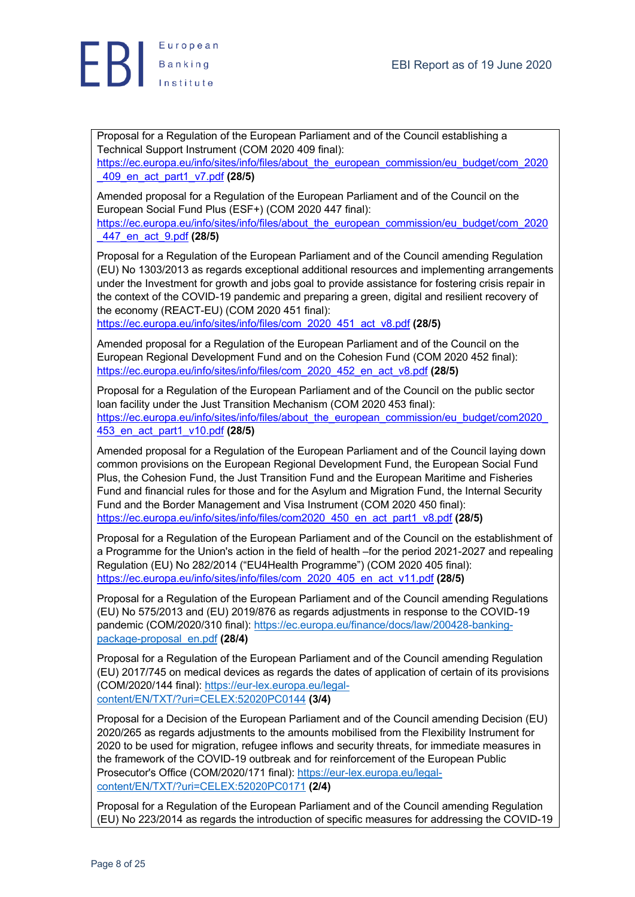Proposal for a Regulation of the European Parliament and of the Council establishing a Technical Support Instrument (COM 2020 409 final): https://ec.europa.eu/info/sites/info/files/about_the_european_commission/eu_budget/com_2020_409_en_act_part1_v7.pdf **(28/5)**

Amended proposal for a Regulation of the European Parliament and of the Council on the European Social Fund Plus (ESF+) (COM 2020 447 final): https://ec.europa.eu/info/sites/info/files/about_the_european_commission/eu_budget/com_2020_447_en_act_9.pdf **(28/5)**

Proposal for a Regulation of the European Parliament and of the Council amending Regulation (EU) No 1303/2013 as regards exceptional additional resources and implementing arrangements under the Investment for growth and jobs goal to provide assistance for fostering crisis repair in the context of the COVID-19 pandemic and preparing a green, digital and resilient recovery of the economy (REACT-EU) (COM 2020 451 final): https://ec.europa.eu/info/sites/info/files/com_2020_451_act_v8.pdf **(28/5)**

Amended proposal for a Regulation of the European Parliament and of the Council on the European Regional Development Fund and on the Cohesion Fund (COM 2020 452 final): https://ec.europa.eu/info/sites/info/files/com_2020_452_en_act_v8.pdf **(28/5)**

Proposal for a Regulation of the European Parliament and of the Council on the public sector loan facility under the Just Transition Mechanism (COM 2020 453 final): https://ec.europa.eu/info/sites/info/files/about_the_european_commission/eu_budget/com2020_453_en_act_part1_v10.pdf **(28/5)**

Amended proposal for a Regulation of the European Parliament and of the Council laying down common provisions on the European Regional Development Fund, the European Social Fund Plus, the Cohesion Fund, the Just Transition Fund and the European Maritime and Fisheries Fund and financial rules for those and for the Asylum and Migration Fund, the Internal Security Fund and the Border Management and Visa Instrument (COM 2020 450 final): https://ec.europa.eu/info/sites/info/files/com2020_450_en_act_part1_v8.pdf **(28/5)**

Proposal for a Regulation of the European Parliament and of the Council on the establishment of a Programme for the Union's action in the field of health –for the period 2021-2027 and repealing Regulation (EU) No 282/2014 ("EU4Health Programme") (COM 2020 405 final): https://ec.europa.eu/info/sites/info/files/com_2020_405_en_act_v11.pdf **(28/5)**

Proposal for a Regulation of the European Parliament and of the Council amending Regulations (EU) No 575/2013 and (EU) 2019/876 as regards adjustments in response to the COVID-19 pandemic (COM/2020/310 final): https://ec.europa.eu/finance/docs/law/200428-banking-package-proposal_en.pdf **(28/4)**

Proposal for a Regulation of the European Parliament and of the Council amending Regulation (EU) 2017/745 on medical devices as regards the dates of application of certain of its provisions (COM/2020/144 final): https://eur-lex.europa.eu/legal-content/EN/TXT/?uri=CELEX:52020PC0144 **(3/4)**

Proposal for a Decision of the European Parliament and of the Council amending Decision (EU) 2020/265 as regards adjustments to the amounts mobilised from the Flexibility Instrument for 2020 to be used for migration, refugee inflows and security threats, for immediate measures in the framework of the COVID-19 outbreak and for reinforcement of the European Public Prosecutor's Office (COM/2020/171 final): https://eur-lex.europa.eu/legal-content/EN/TXT/?uri=CELEX:52020PC0171 **(2/4)**

Proposal for a Regulation of the European Parliament and of the Council amending Regulation (EU) No 223/2014 as regards the introduction of specific measures for addressing the COVID-19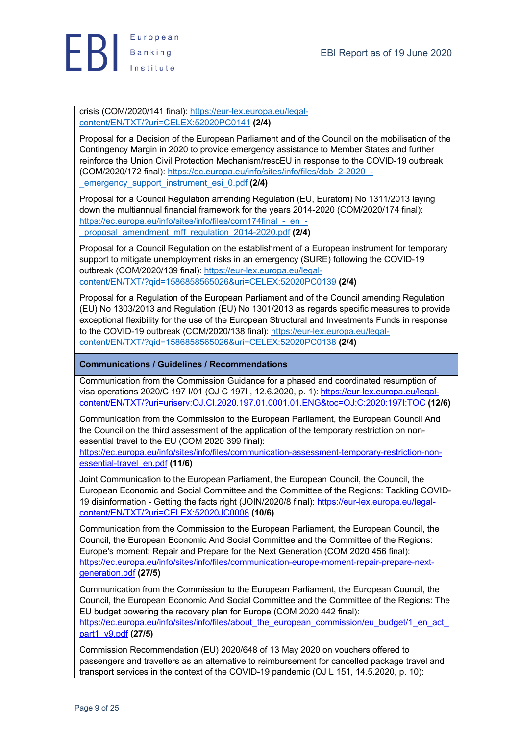crisis (COM/2020/141 final): https://eur-lex.europa.eu/legal-content/EN/TXT/?uri=CELEX:52020PC0141 **(2/4)**

Proposal for a Decision of the European Parliament and of the Council on the mobilisation of the Contingency Margin in 2020 to provide emergency assistance to Member States and further reinforce the Union Civil Protection Mechanism/rescEU in response to the COVID-19 outbreak (COM/2020/172 final): https://ec.europa.eu/info/sites/info/files/dab_2-2020_-_emergency_support_instrument_esi_0.pdf **(2/4)**

Proposal for a Council Regulation amending Regulation (EU, Euratom) No 1311/2013 laying down the multiannual financial framework for the years 2014-2020 (COM/2020/174 final): https://ec.europa.eu/info/sites/info/files/com174final_-_en_-_proposal_amendment_mff_regulation_2014-2020.pdf **(2/4)**

Proposal for a Council Regulation on the establishment of a European instrument for temporary support to mitigate unemployment risks in an emergency (SURE) following the COVID-19 outbreak (COM/2020/139 final): https://eur-lex.europa.eu/legal-content/EN/TXT/?qid=1586858565026&uri=CELEX:52020PC0139 **(2/4)**

Proposal for a Regulation of the European Parliament and of the Council amending Regulation (EU) No 1303/2013 and Regulation (EU) No 1301/2013 as regards specific measures to provide exceptional flexibility for the use of the European Structural and Investments Funds in response to the COVID-19 outbreak (COM/2020/138 final): https://eur-lex.europa.eu/legal-content/EN/TXT/?qid=1586858565026&uri=CELEX:52020PC0138 **(2/4)**

**Communications / Guidelines / Recommendations**

Communication from the Commission Guidance for a phased and coordinated resumption of visa operations 2020/C 197 I/01 (OJ C 197I , 12.6.2020, p. 1): https://eur-lex.europa.eu/legal-content/EN/TXT/?uri=uriserv:OJ.CI.2020.197.01.0001.01.ENG&toc=OJ:C:2020:197I:TOC **(12/6)**

Communication from the Commission to the European Parliament, the European Council And the Council on the third assessment of the application of the temporary restriction on non-essential travel to the EU (COM 2020 399 final): https://ec.europa.eu/info/sites/info/files/communication-assessment-temporary-restriction-non-essential-travel_en.pdf **(11/6)**

Joint Communication to the European Parliament, the European Council, the Council, the European Economic and Social Committee and the Committee of the Regions: Tackling COVID-19 disinformation - Getting the facts right (JOIN/2020/8 final): https://eur-lex.europa.eu/legal-content/EN/TXT/?uri=CELEX:52020JC0008 **(10/6)**

Communication from the Commission to the European Parliament, the European Council, the Council, the European Economic And Social Committee and the Committee of the Regions: Europe's moment: Repair and Prepare for the Next Generation (COM 2020 456 final): https://ec.europa.eu/info/sites/info/files/communication-europe-moment-repair-prepare-next-generation.pdf **(27/5)**

Communication from the Commission to the European Parliament, the European Council, the Council, the European Economic And Social Committee and the Committee of the Regions: The EU budget powering the recovery plan for Europe (COM 2020 442 final): https://ec.europa.eu/info/sites/info/files/about_the_european_commission/eu_budget/1_en_act_part1_v9.pdf **(27/5)**

Commission Recommendation (EU) 2020/648 of 13 May 2020 on vouchers offered to passengers and travellers as an alternative to reimbursement for cancelled package travel and transport services in the context of the COVID-19 pandemic (OJ L 151, 14.5.2020, p. 10):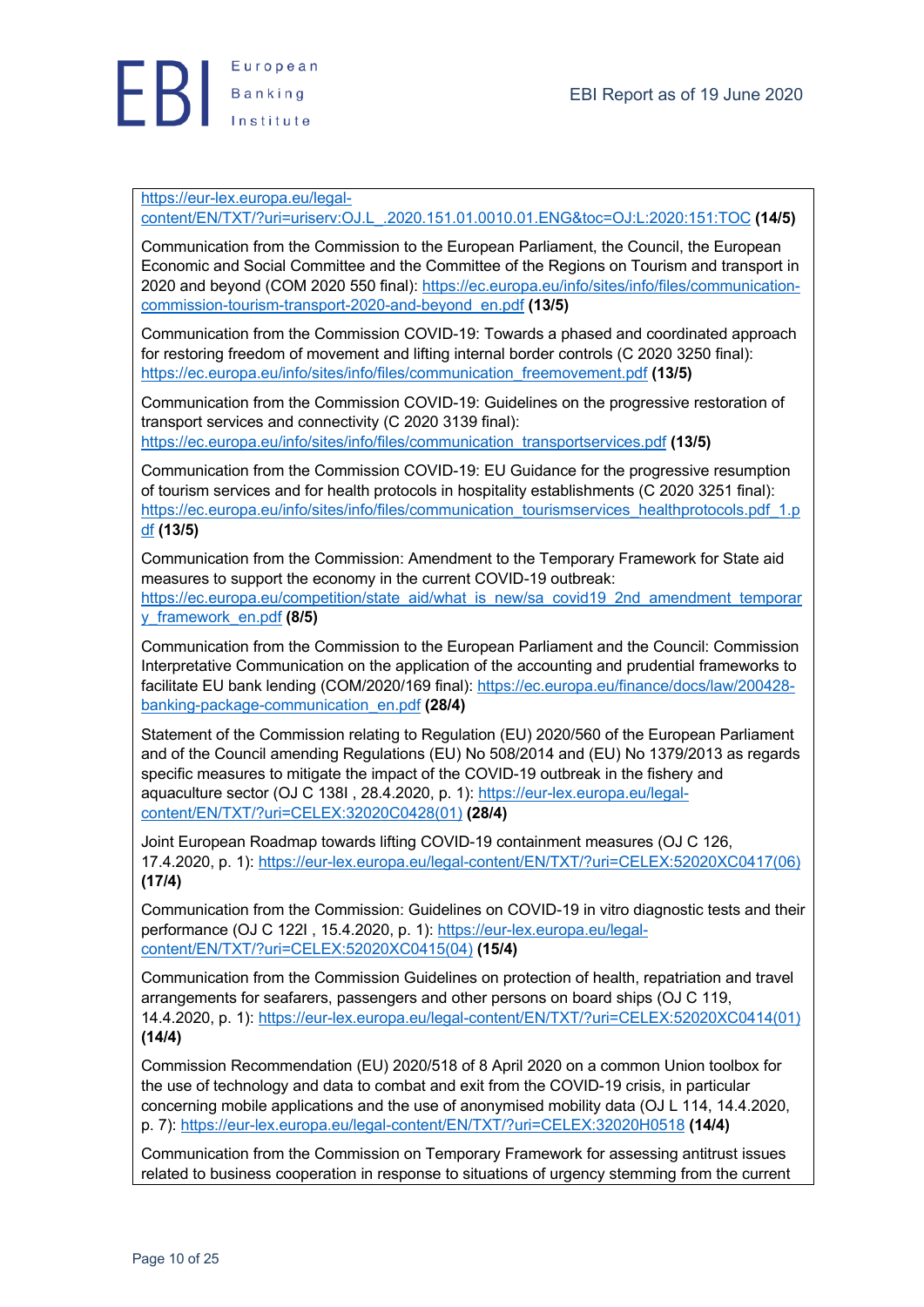https://eur-lex.europa.eu/legal-content/EN/TXT/?uri=uriserv:OJ.L_.2020.151.01.0010.01.ENG&toc=OJ:L:2020:151:TOC **(14/5)**

Communication from the Commission to the European Parliament, the Council, the European Economic and Social Committee and the Committee of the Regions on Tourism and transport in 2020 and beyond (COM 2020 550 final): https://ec.europa.eu/info/sites/info/files/communication-commission-tourism-transport-2020-and-beyond_en.pdf **(13/5)**

Communication from the Commission COVID-19: Towards a phased and coordinated approach for restoring freedom of movement and lifting internal border controls (C 2020 3250 final): https://ec.europa.eu/info/sites/info/files/communication_freemovement.pdf **(13/5)**

Communication from the Commission COVID-19: Guidelines on the progressive restoration of transport services and connectivity (C 2020 3139 final): https://ec.europa.eu/info/sites/info/files/communication_transportservices.pdf **(13/5)**

Communication from the Commission COVID-19: EU Guidance for the progressive resumption of tourism services and for health protocols in hospitality establishments (C 2020 3251 final): https://ec.europa.eu/info/sites/info/files/communication_tourismservices_healthprotocols.pdf_1.pdf **(13/5)**

Communication from the Commission: Amendment to the Temporary Framework for State aid measures to support the economy in the current COVID-19 outbreak: https://ec.europa.eu/competition/state_aid/what_is_new/sa_covid19_2nd_amendment_temporary_framework_en.pdf **(8/5)**

Communication from the Commission to the European Parliament and the Council: Commission Interpretative Communication on the application of the accounting and prudential frameworks to facilitate EU bank lending (COM/2020/169 final): https://ec.europa.eu/finance/docs/law/200428-banking-package-communication_en.pdf **(28/4)**

Statement of the Commission relating to Regulation (EU) 2020/560 of the European Parliament and of the Council amending Regulations (EU) No 508/2014 and (EU) No 1379/2013 as regards specific measures to mitigate the impact of the COVID-19 outbreak in the fishery and aquaculture sector (OJ C 138I , 28.4.2020, p. 1): https://eur-lex.europa.eu/legal-content/EN/TXT/?uri=CELEX:32020C0428(01) **(28/4)**

Joint European Roadmap towards lifting COVID-19 containment measures (OJ C 126, 17.4.2020, p. 1): https://eur-lex.europa.eu/legal-content/EN/TXT/?uri=CELEX:52020XC0417(06) **(17/4)**

Communication from the Commission: Guidelines on COVID-19 in vitro diagnostic tests and their performance (OJ C 122I , 15.4.2020, p. 1): https://eur-lex.europa.eu/legal-content/EN/TXT/?uri=CELEX:52020XC0415(04) **(15/4)**

Communication from the Commission Guidelines on protection of health, repatriation and travel arrangements for seafarers, passengers and other persons on board ships (OJ C 119, 14.4.2020, p. 1): https://eur-lex.europa.eu/legal-content/EN/TXT/?uri=CELEX:52020XC0414(01) **(14/4)**

Commission Recommendation (EU) 2020/518 of 8 April 2020 on a common Union toolbox for the use of technology and data to combat and exit from the COVID-19 crisis, in particular concerning mobile applications and the use of anonymised mobility data (OJ L 114, 14.4.2020, p. 7): https://eur-lex.europa.eu/legal-content/EN/TXT/?uri=CELEX:32020H0518 **(14/4)**

Communication from the Commission on Temporary Framework for assessing antitrust issues related to business cooperation in response to situations of urgency stemming from the current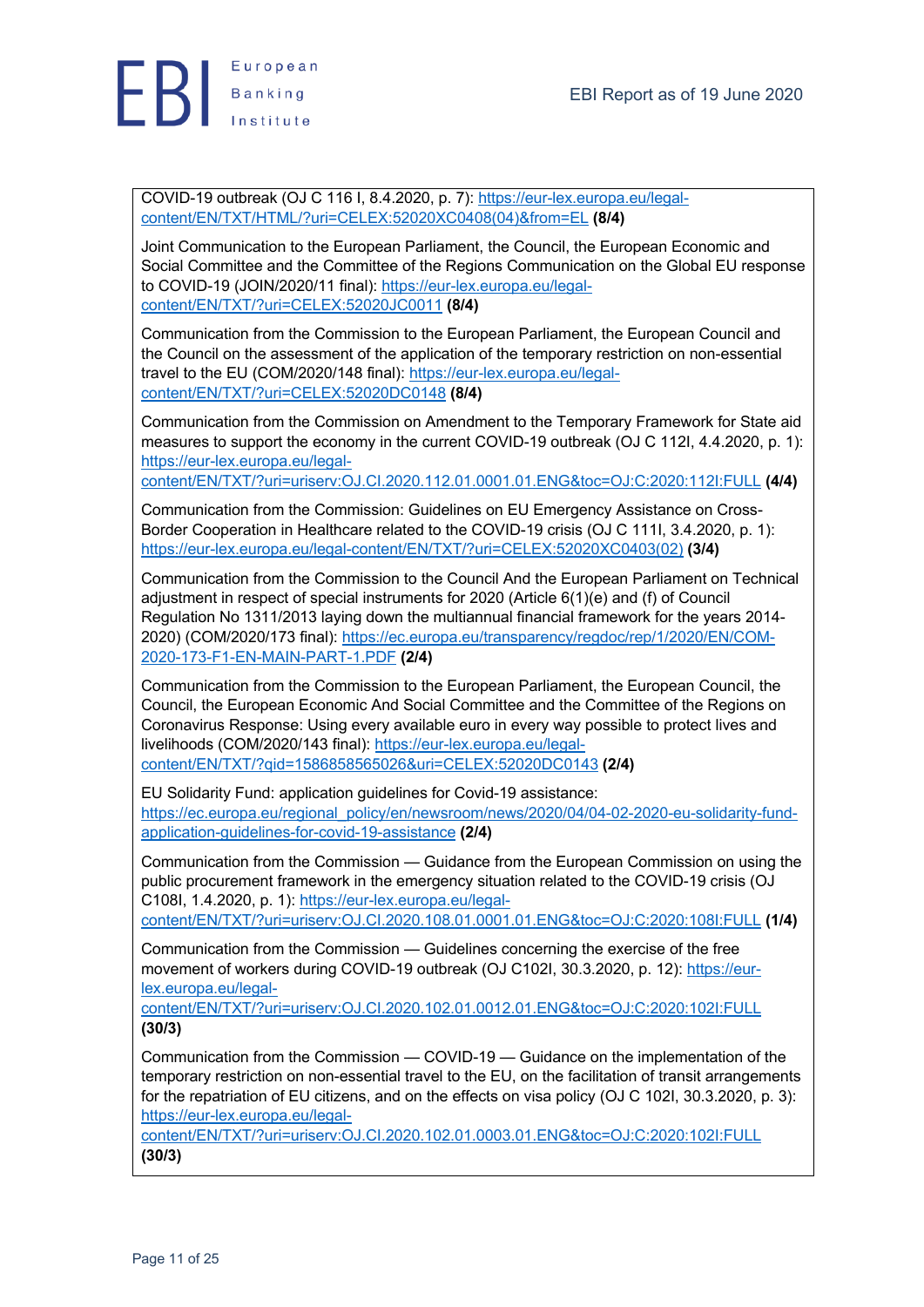COVID-19 outbreak (OJ C 116 I, 8.4.2020, p. 7): https://eur-lex.europa.eu/legal-content/EN/TXT/HTML/?uri=CELEX:52020XC0408(04)&from=EL **(8/4)**

Joint Communication to the European Parliament, the Council, the European Economic and Social Committee and the Committee of the Regions Communication on the Global EU response to COVID-19 (JOIN/2020/11 final): https://eur-lex.europa.eu/legal-content/EN/TXT/?uri=CELEX:52020JC0011 **(8/4)**

Communication from the Commission to the European Parliament, the European Council and the Council on the assessment of the application of the temporary restriction on non-essential travel to the EU (COM/2020/148 final): https://eur-lex.europa.eu/legal-content/EN/TXT/?uri=CELEX:52020DC0148 **(8/4)**

Communication from the Commission on Amendment to the Temporary Framework for State aid measures to support the economy in the current COVID-19 outbreak (OJ C 112I, 4.4.2020, p. 1): https://eur-lex.europa.eu/legal-content/EN/TXT/?uri=uriserv:OJ.CI.2020.112.01.0001.01.ENG&toc=OJ:C:2020:112I:FULL **(4/4)**

Communication from the Commission: Guidelines on EU Emergency Assistance on Cross-Border Cooperation in Healthcare related to the COVID-19 crisis (OJ C 111I, 3.4.2020, p. 1): https://eur-lex.europa.eu/legal-content/EN/TXT/?uri=CELEX:52020XC0403(02) **(3/4)**

Communication from the Commission to the Council And the European Parliament on Technical adjustment in respect of special instruments for 2020 (Article 6(1)(e) and (f) of Council Regulation No 1311/2013 laying down the multiannual financial framework for the years 2014-2020) (COM/2020/173 final): https://ec.europa.eu/transparency/regdoc/rep/1/2020/EN/COM-2020-173-F1-EN-MAIN-PART-1.PDF **(2/4)**

Communication from the Commission to the European Parliament, the European Council, the Council, the European Economic And Social Committee and the Committee of the Regions on Coronavirus Response: Using every available euro in every way possible to protect lives and livelihoods (COM/2020/143 final): https://eur-lex.europa.eu/legal-content/EN/TXT/?qid=1586858565026&uri=CELEX:52020DC0143 **(2/4)**

EU Solidarity Fund: application guidelines for Covid-19 assistance: https://ec.europa.eu/regional_policy/en/newsroom/news/2020/04/04-02-2020-eu-solidarity-fund-application-guidelines-for-covid-19-assistance **(2/4)**

Communication from the Commission — Guidance from the European Commission on using the public procurement framework in the emergency situation related to the COVID-19 crisis (OJ C108I, 1.4.2020, p. 1): https://eur-lex.europa.eu/legal-content/EN/TXT/?uri=uriserv:OJ.CI.2020.108.01.0001.01.ENG&toc=OJ:C:2020:108I:FULL **(1/4)**

Communication from the Commission — Guidelines concerning the exercise of the free movement of workers during COVID-19 outbreak (OJ C102I, 30.3.2020, p. 12): https://eur-lex.europa.eu/legal-content/EN/TXT/?uri=uriserv:OJ.CI.2020.102.01.0012.01.ENG&toc=OJ:C:2020:102I:FULL **(30/3)**

Communication from the Commission — COVID-19 — Guidance on the implementation of the temporary restriction on non-essential travel to the EU, on the facilitation of transit arrangements for the repatriation of EU citizens, and on the effects on visa policy (OJ C 102I, 30.3.2020, p. 3): https://eur-lex.europa.eu/legal-content/EN/TXT/?uri=uriserv:OJ.CI.2020.102.01.0003.01.ENG&toc=OJ:C:2020:102I:FULL **(30/3)**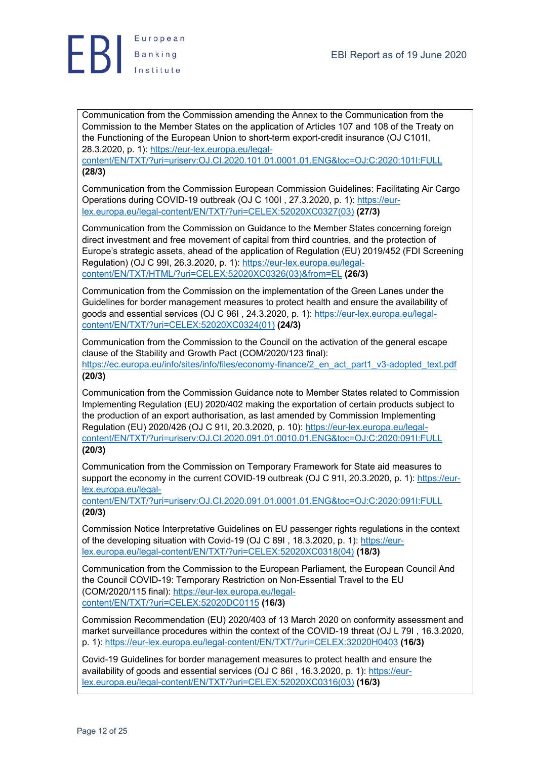Communication from the Commission amending the Annex to the Communication from the Commission to the Member States on the application of Articles 107 and 108 of the Treaty on the Functioning of the European Union to short-term export-credit insurance (OJ C101I, 28.3.2020, p. 1): https://eur-lex.europa.eu/legal-content/EN/TXT/?uri=uriserv:OJ.CI.2020.101.01.0001.01.ENG&toc=OJ:C:2020:101I:FULL **(28/3)**

Communication from the Commission European Commission Guidelines: Facilitating Air Cargo Operations during COVID-19 outbreak (OJ C 100I , 27.3.2020, p. 1): https://eur-lex.europa.eu/legal-content/EN/TXT/?uri=CELEX:52020XC0327(03) **(27/3)**

Communication from the Commission on Guidance to the Member States concerning foreign direct investment and free movement of capital from third countries, and the protection of Europe's strategic assets, ahead of the application of Regulation (EU) 2019/452 (FDI Screening Regulation) (OJ C 99I, 26.3.2020, p. 1): https://eur-lex.europa.eu/legal-content/EN/TXT/HTML/?uri=CELEX:52020XC0326(03)&from=EL **(26/3)**

Communication from the Commission on the implementation of the Green Lanes under the Guidelines for border management measures to protect health and ensure the availability of goods and essential services (OJ C 96I , 24.3.2020, p. 1): https://eur-lex.europa.eu/legal-content/EN/TXT/?uri=CELEX:52020XC0324(01) **(24/3)**

Communication from the Commission to the Council on the activation of the general escape clause of the Stability and Growth Pact (COM/2020/123 final): https://ec.europa.eu/info/sites/info/files/economy-finance/2_en_act_part1_v3-adopted_text.pdf **(20/3)**

Communication from the Commission Guidance note to Member States related to Commission Implementing Regulation (EU) 2020/402 making the exportation of certain products subject to the production of an export authorisation, as last amended by Commission Implementing Regulation (EU) 2020/426 (OJ C 91I, 20.3.2020, p. 10): https://eur-lex.europa.eu/legal-content/EN/TXT/?uri=uriserv:OJ.CI.2020.091.01.0010.01.ENG&toc=OJ:C:2020:091I:FULL **(20/3)**

Communication from the Commission on Temporary Framework for State aid measures to support the economy in the current COVID-19 outbreak (OJ C 91I, 20.3.2020, p. 1): https://eur-lex.europa.eu/legal-content/EN/TXT/?uri=uriserv:OJ.CI.2020.091.01.0001.01.ENG&toc=OJ:C:2020:091I:FULL **(20/3)**

Commission Notice Interpretative Guidelines on EU passenger rights regulations in the context of the developing situation with Covid-19 (OJ C 89I , 18.3.2020, p. 1): https://eur-lex.europa.eu/legal-content/EN/TXT/?uri=CELEX:52020XC0318(04) **(18/3)**

Communication from the Commission to the European Parliament, the European Council And the Council COVID-19: Temporary Restriction on Non-Essential Travel to the EU (COM/2020/115 final): https://eur-lex.europa.eu/legal-content/EN/TXT/?uri=CELEX:52020DC0115 **(16/3)**

Commission Recommendation (EU) 2020/403 of 13 March 2020 on conformity assessment and market surveillance procedures within the context of the COVID-19 threat (OJ L 79I , 16.3.2020, p. 1): https://eur-lex.europa.eu/legal-content/EN/TXT/?uri=CELEX:32020H0403 **(16/3)**

Covid-19 Guidelines for border management measures to protect health and ensure the availability of goods and essential services (OJ C 86I , 16.3.2020, p. 1): https://eur-lex.europa.eu/legal-content/EN/TXT/?uri=CELEX:52020XC0316(03) **(16/3)**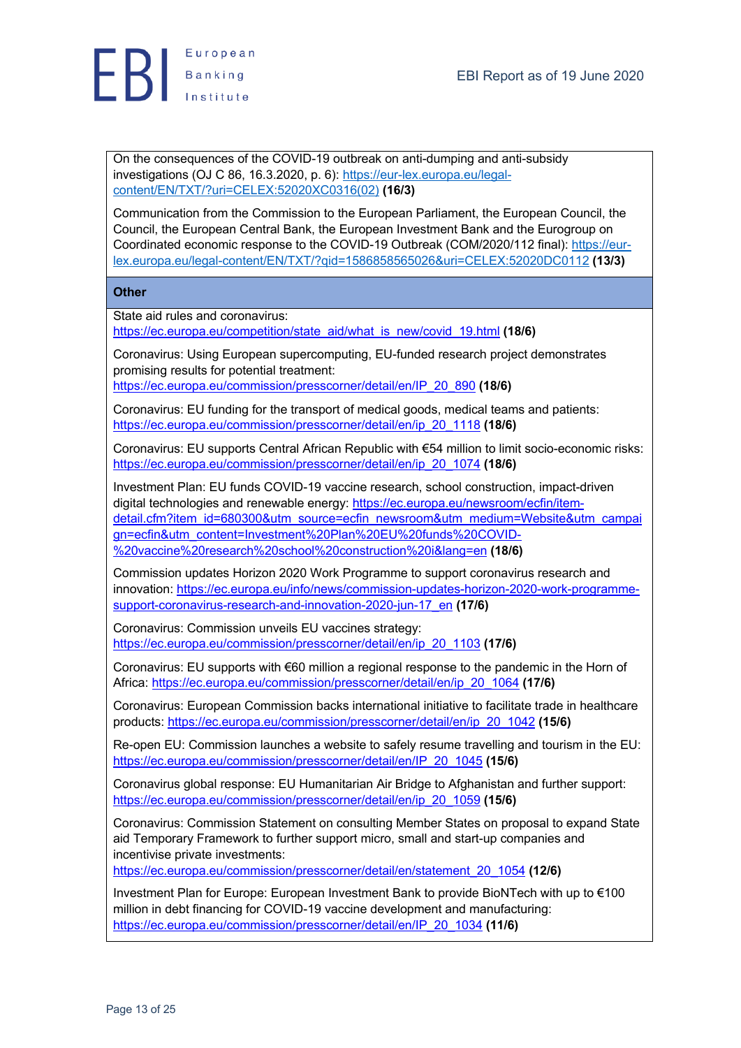On the consequences of the COVID-19 outbreak on anti-dumping and anti-subsidy investigations (OJ C 86, 16.3.2020, p. 6): https://eur-lex.europa.eu/legal-content/EN/TXT/?uri=CELEX:52020XC0316(02) **(16/3)**

Communication from the Commission to the European Parliament, the European Council, the Council, the European Central Bank, the European Investment Bank and the Eurogroup on Coordinated economic response to the COVID-19 Outbreak (COM/2020/112 final): https://eur-lex.europa.eu/legal-content/EN/TXT/?qid=1586858565026&uri=CELEX:52020DC0112 **(13/3)**

**Other**

State aid rules and coronavirus: https://ec.europa.eu/competition/state_aid/what_is_new/covid_19.html **(18/6)**

Coronavirus: Using European supercomputing, EU-funded research project demonstrates promising results for potential treatment: https://ec.europa.eu/commission/presscorner/detail/en/IP_20_890 **(18/6)**

Coronavirus: EU funding for the transport of medical goods, medical teams and patients: https://ec.europa.eu/commission/presscorner/detail/en/ip_20_1118 **(18/6)**

Coronavirus: EU supports Central African Republic with €54 million to limit socio-economic risks: https://ec.europa.eu/commission/presscorner/detail/en/ip_20_1074 **(18/6)**

Investment Plan: EU funds COVID-19 vaccine research, school construction, impact-driven digital technologies and renewable energy: https://ec.europa.eu/newsroom/ecfin/item-detail.cfm?item_id=680300&utm_source=ecfin_newsroom&utm_medium=Website&utm_campaign=ecfin&utm_content=Investment%20Plan%20EU%20funds%20COVID-%20vaccine%20research%20school%20construction%20i&lang=en **(18/6)**

Commission updates Horizon 2020 Work Programme to support coronavirus research and innovation: https://ec.europa.eu/info/news/commission-updates-horizon-2020-work-programme-support-coronavirus-research-and-innovation-2020-jun-17_en **(17/6)**

Coronavirus: Commission unveils EU vaccines strategy: https://ec.europa.eu/commission/presscorner/detail/en/ip_20_1103 **(17/6)**

Coronavirus: EU supports with €60 million a regional response to the pandemic in the Horn of Africa: https://ec.europa.eu/commission/presscorner/detail/en/ip_20_1064 **(17/6)**

Coronavirus: European Commission backs international initiative to facilitate trade in healthcare products: https://ec.europa.eu/commission/presscorner/detail/en/ip_20_1042 **(15/6)**

Re-open EU: Commission launches a website to safely resume travelling and tourism in the EU: https://ec.europa.eu/commission/presscorner/detail/en/IP_20_1045 **(15/6)**

Coronavirus global response: EU Humanitarian Air Bridge to Afghanistan and further support: https://ec.europa.eu/commission/presscorner/detail/en/ip_20_1059 **(15/6)**

Coronavirus: Commission Statement on consulting Member States on proposal to expand State aid Temporary Framework to further support micro, small and start-up companies and incentivise private investments: https://ec.europa.eu/commission/presscorner/detail/en/statement_20_1054 **(12/6)**

Investment Plan for Europe: European Investment Bank to provide BioNTech with up to €100 million in debt financing for COVID-19 vaccine development and manufacturing: https://ec.europa.eu/commission/presscorner/detail/en/IP_20_1034 **(11/6)**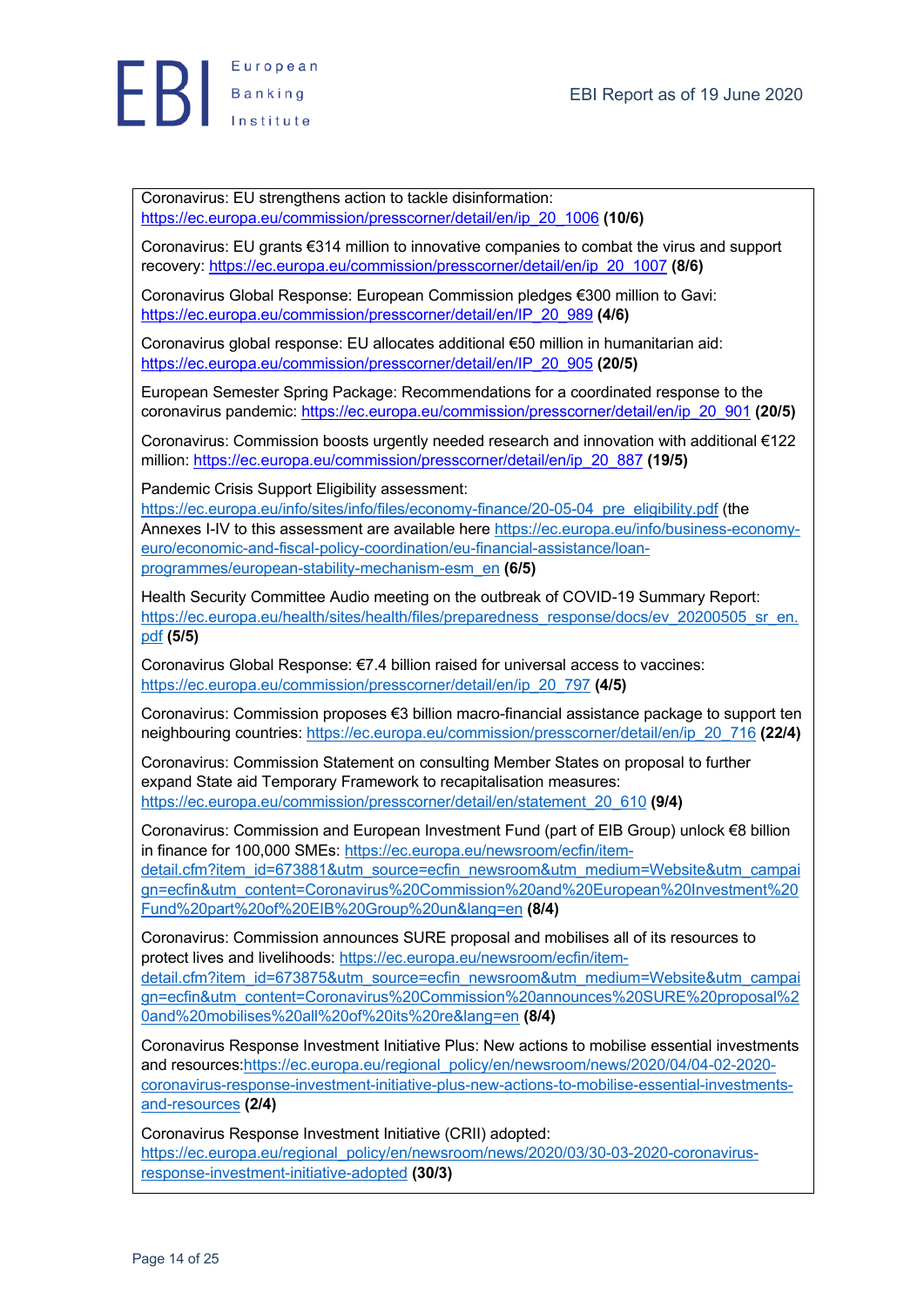Coronavirus: EU strengthens action to tackle disinformation: https://ec.europa.eu/commission/presscorner/detail/en/ip_20_1006 **(10/6)**

Coronavirus: EU grants €314 million to innovative companies to combat the virus and support recovery: https://ec.europa.eu/commission/presscorner/detail/en/ip_20_1007 **(8/6)**

Coronavirus Global Response: European Commission pledges €300 million to Gavi: https://ec.europa.eu/commission/presscorner/detail/en/IP_20_989 **(4/6)**

Coronavirus global response: EU allocates additional €50 million in humanitarian aid: https://ec.europa.eu/commission/presscorner/detail/en/IP_20_905 **(20/5)**

European Semester Spring Package: Recommendations for a coordinated response to the coronavirus pandemic: https://ec.europa.eu/commission/presscorner/detail/en/ip_20_901 **(20/5)**

Coronavirus: Commission boosts urgently needed research and innovation with additional €122 million: https://ec.europa.eu/commission/presscorner/detail/en/ip_20_887 **(19/5)**

Pandemic Crisis Support Eligibility assessment: https://ec.europa.eu/info/sites/info/files/economy-finance/20-05-04_pre_eligibility.pdf (the Annexes I-IV to this assessment are available here https://ec.europa.eu/info/business-economy-euro/economic-and-fiscal-policy-coordination/eu-financial-assistance/loan-programmes/european-stability-mechanism-esm_en **(6/5)**

Health Security Committee Audio meeting on the outbreak of COVID-19 Summary Report: https://ec.europa.eu/health/sites/health/files/preparedness_response/docs/ev_20200505_sr_en.pdf **(5/5)**

Coronavirus Global Response: €7.4 billion raised for universal access to vaccines: https://ec.europa.eu/commission/presscorner/detail/en/ip_20_797 **(4/5)**

Coronavirus: Commission proposes €3 billion macro-financial assistance package to support ten neighbouring countries: https://ec.europa.eu/commission/presscorner/detail/en/ip_20_716 **(22/4)**

Coronavirus: Commission Statement on consulting Member States on proposal to further expand State aid Temporary Framework to recapitalisation measures: https://ec.europa.eu/commission/presscorner/detail/en/statement_20_610 **(9/4)**

Coronavirus: Commission and European Investment Fund (part of EIB Group) unlock €8 billion in finance for 100,000 SMEs: https://ec.europa.eu/newsroom/ecfin/item-detail.cfm?item_id=673881&utm_source=ecfin_newsroom&utm_medium=Website&utm_campaign=ecfin&utm_content=Coronavirus%20Commission%20and%20European%20Investment%20Fund%20part%20of%20EIB%20Group%20un&lang=en **(8/4)**

Coronavirus: Commission announces SURE proposal and mobilises all of its resources to protect lives and livelihoods: https://ec.europa.eu/newsroom/ecfin/item-detail.cfm?item_id=673875&utm_source=ecfin_newsroom&utm_medium=Website&utm_campaign=ecfin&utm_content=Coronavirus%20Commission%20announces%20SURE%20proposal%20and%20mobilises%20all%20of%20its%20re&lang=en **(8/4)**

Coronavirus Response Investment Initiative Plus: New actions to mobilise essential investments and resources:https://ec.europa.eu/regional_policy/en/newsroom/news/2020/04/04-02-2020-coronavirus-response-investment-initiative-plus-new-actions-to-mobilise-essential-investments-and-resources **(2/4)**

Coronavirus Response Investment Initiative (CRII) adopted: https://ec.europa.eu/regional_policy/en/newsroom/news/2020/03/30-03-2020-coronavirus-response-investment-initiative-adopted **(30/3)**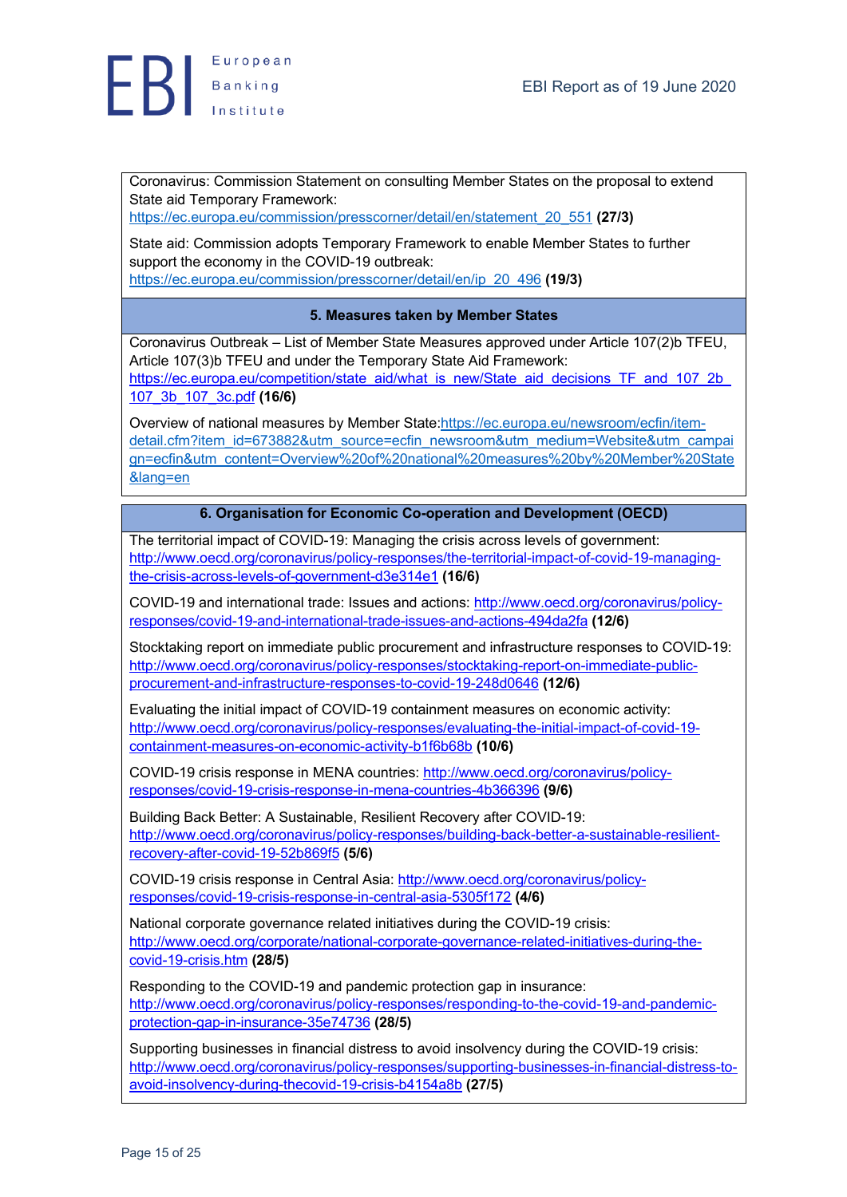Coronavirus: Commission Statement on consulting Member States on the proposal to extend State aid Temporary Framework: https://ec.europa.eu/commission/presscorner/detail/en/statement_20_551 **(27/3)**

State aid: Commission adopts Temporary Framework to enable Member States to further support the economy in the COVID-19 outbreak: https://ec.europa.eu/commission/presscorner/detail/en/ip_20_496 **(19/3)**

## 5. Measures taken by Member States

Coronavirus Outbreak – List of Member State Measures approved under Article 107(2)b TFEU, Article 107(3)b TFEU and under the Temporary State Aid Framework: https://ec.europa.eu/competition/state_aid/what_is_new/State_aid_decisions_TF_and_107_2b_107_3b_107_3c.pdf **(16/6)**

Overview of national measures by Member State: https://ec.europa.eu/newsroom/ecfin/item-detail.cfm?item_id=673882&utm_source=ecfin_newsroom&utm_medium=Website&utm_campaign=ecfin&utm_content=Overview%20of%20national%20measures%20by%20Member%20State&lang=en

## 6. Organisation for Economic Co-operation and Development (OECD)

The territorial impact of COVID-19: Managing the crisis across levels of government: http://www.oecd.org/coronavirus/policy-responses/the-territorial-impact-of-covid-19-managing-the-crisis-across-levels-of-government-d3e314e1 **(16/6)**

COVID-19 and international trade: Issues and actions: http://www.oecd.org/coronavirus/policy-responses/covid-19-and-international-trade-issues-and-actions-494da2fa **(12/6)**

Stocktaking report on immediate public procurement and infrastructure responses to COVID-19: http://www.oecd.org/coronavirus/policy-responses/stocktaking-report-on-immediate-public-procurement-and-infrastructure-responses-to-covid-19-248d0646 **(12/6)**

Evaluating the initial impact of COVID-19 containment measures on economic activity: http://www.oecd.org/coronavirus/policy-responses/evaluating-the-initial-impact-of-covid-19-containment-measures-on-economic-activity-b1f6b68b **(10/6)**

COVID-19 crisis response in MENA countries: http://www.oecd.org/coronavirus/policy-responses/covid-19-crisis-response-in-mena-countries-4b366396 **(9/6)**

Building Back Better: A Sustainable, Resilient Recovery after COVID-19: http://www.oecd.org/coronavirus/policy-responses/building-back-better-a-sustainable-resilient-recovery-after-covid-19-52b869f5 **(5/6)**

COVID-19 crisis response in Central Asia: http://www.oecd.org/coronavirus/policy-responses/covid-19-crisis-response-in-central-asia-5305f172 **(4/6)**

National corporate governance related initiatives during the COVID-19 crisis: http://www.oecd.org/corporate/national-corporate-governance-related-initiatives-during-the-covid-19-crisis.htm **(28/5)**

Responding to the COVID-19 and pandemic protection gap in insurance: http://www.oecd.org/coronavirus/policy-responses/responding-to-the-covid-19-and-pandemic-protection-gap-in-insurance-35e74736 **(28/5)**

Supporting businesses in financial distress to avoid insolvency during the COVID-19 crisis: http://www.oecd.org/coronavirus/policy-responses/supporting-businesses-in-financial-distress-to-avoid-insolvency-during-thecovid-19-crisis-b4154a8b **(27/5)**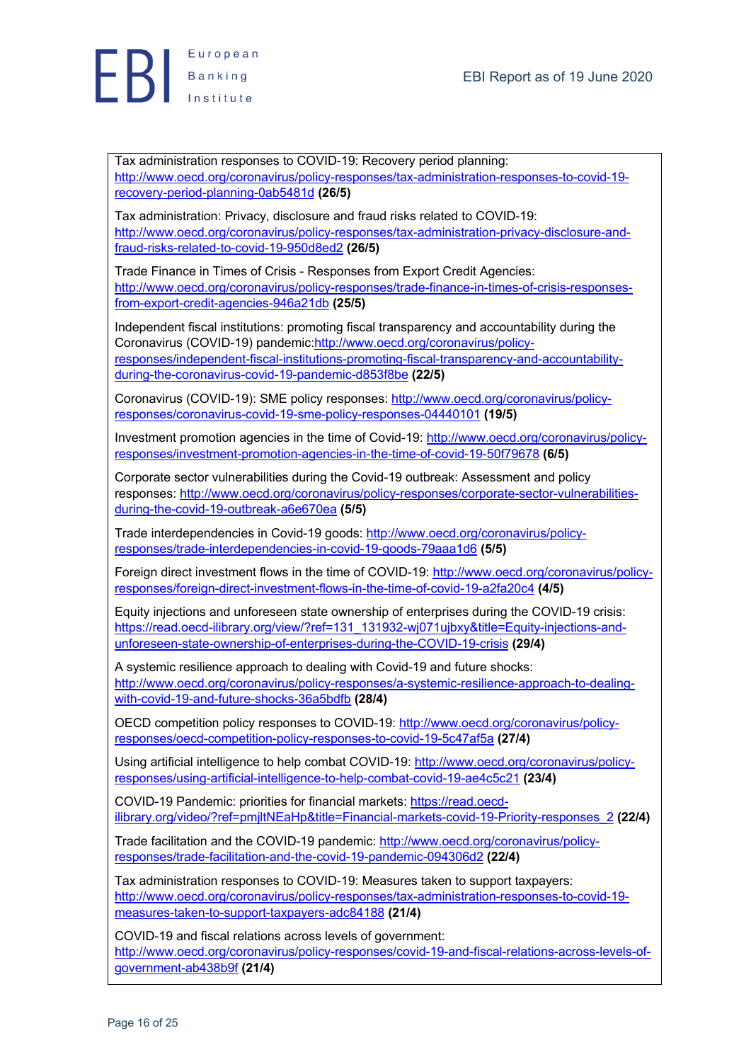Tax administration responses to COVID-19: Recovery period planning: http://www.oecd.org/coronavirus/policy-responses/tax-administration-responses-to-covid-19-recovery-period-planning-0ab5481d **(26/5)**

Tax administration: Privacy, disclosure and fraud risks related to COVID-19: http://www.oecd.org/coronavirus/policy-responses/tax-administration-privacy-disclosure-and-fraud-risks-related-to-covid-19-950d8ed2 **(26/5)**

Trade Finance in Times of Crisis - Responses from Export Credit Agencies: http://www.oecd.org/coronavirus/policy-responses/trade-finance-in-times-of-crisis-responses-from-export-credit-agencies-946a21db **(25/5)**

Independent fiscal institutions: promoting fiscal transparency and accountability during the Coronavirus (COVID-19) pandemic:http://www.oecd.org/coronavirus/policy-responses/independent-fiscal-institutions-promoting-fiscal-transparency-and-accountability-during-the-coronavirus-covid-19-pandemic-d853f8be **(22/5)**

Coronavirus (COVID-19): SME policy responses: http://www.oecd.org/coronavirus/policy-responses/coronavirus-covid-19-sme-policy-responses-04440101 **(19/5)**

Investment promotion agencies in the time of Covid-19: http://www.oecd.org/coronavirus/policy-responses/investment-promotion-agencies-in-the-time-of-covid-19-50f79678 **(6/5)**

Corporate sector vulnerabilities during the Covid-19 outbreak: Assessment and policy responses: http://www.oecd.org/coronavirus/policy-responses/corporate-sector-vulnerabilities-during-the-covid-19-outbreak-a6e670ea **(5/5)**

Trade interdependencies in Covid-19 goods: http://www.oecd.org/coronavirus/policy-responses/trade-interdependencies-in-covid-19-goods-79aaa1d6 **(5/5)**

Foreign direct investment flows in the time of COVID-19: http://www.oecd.org/coronavirus/policy-responses/foreign-direct-investment-flows-in-the-time-of-covid-19-a2fa20c4 **(4/5)**

Equity injections and unforeseen state ownership of enterprises during the COVID-19 crisis: https://read.oecd-ilibrary.org/view/?ref=131_131932-wj071ujbxy&title=Equity-injections-and-unforeseen-state-ownership-of-enterprises-during-the-COVID-19-crisis **(29/4)**

A systemic resilience approach to dealing with Covid-19 and future shocks: http://www.oecd.org/coronavirus/policy-responses/a-systemic-resilience-approach-to-dealing-with-covid-19-and-future-shocks-36a5bdfb **(28/4)**

OECD competition policy responses to COVID-19: http://www.oecd.org/coronavirus/policy-responses/oecd-competition-policy-responses-to-covid-19-5c47af5a **(27/4)**

Using artificial intelligence to help combat COVID-19: http://www.oecd.org/coronavirus/policy-responses/using-artificial-intelligence-to-help-combat-covid-19-ae4c5c21 **(23/4)**

COVID-19 Pandemic: priorities for financial markets: https://read.oecd-ilibrary.org/video/?ref=pmjltNEaHp&title=Financial-markets-covid-19-Priority-responses_2 **(22/4)**

Trade facilitation and the COVID-19 pandemic: http://www.oecd.org/coronavirus/policy-responses/trade-facilitation-and-the-covid-19-pandemic-094306d2 **(22/4)**

Tax administration responses to COVID-19: Measures taken to support taxpayers: http://www.oecd.org/coronavirus/policy-responses/tax-administration-responses-to-covid-19-measures-taken-to-support-taxpayers-adc84188 **(21/4)**

COVID-19 and fiscal relations across levels of government: http://www.oecd.org/coronavirus/policy-responses/covid-19-and-fiscal-relations-across-levels-of-government-ab438b9f **(21/4)**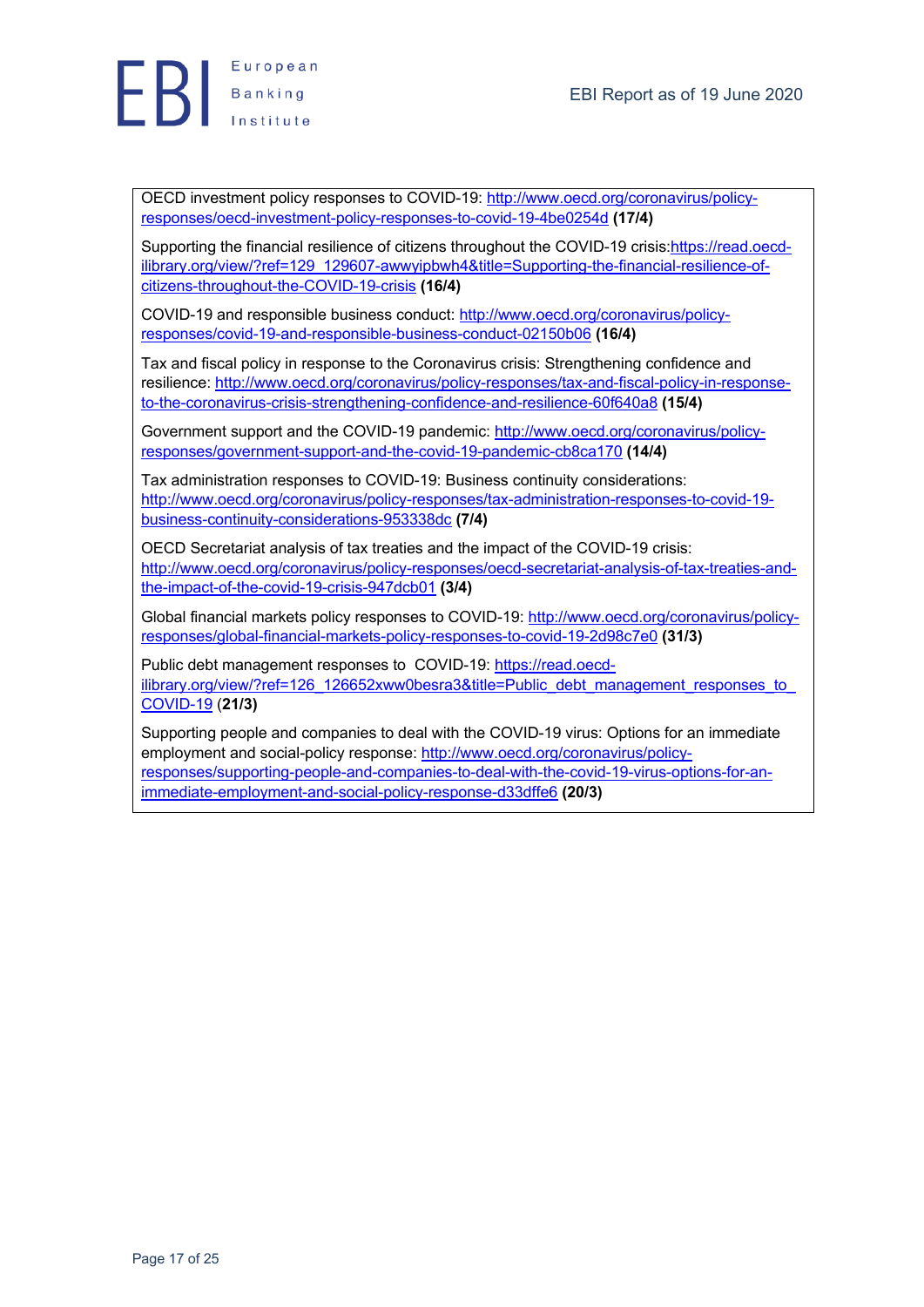OECD investment policy responses to COVID-19: http://www.oecd.org/coronavirus/policy-responses/oecd-investment-policy-responses-to-covid-19-4be0254d **(17/4)**

Supporting the financial resilience of citizens throughout the COVID-19 crisis:https://read.oecd-ilibrary.org/view/?ref=129_129607-awwyipbwh4&title=Supporting-the-financial-resilience-of-citizens-throughout-the-COVID-19-crisis **(16/4)**

COVID-19 and responsible business conduct: http://www.oecd.org/coronavirus/policy-responses/covid-19-and-responsible-business-conduct-02150b06 **(16/4)**

Tax and fiscal policy in response to the Coronavirus crisis: Strengthening confidence and resilience: http://www.oecd.org/coronavirus/policy-responses/tax-and-fiscal-policy-in-response-to-the-coronavirus-crisis-strengthening-confidence-and-resilience-60f640a8 **(15/4)**

Government support and the COVID-19 pandemic: http://www.oecd.org/coronavirus/policy-responses/government-support-and-the-covid-19-pandemic-cb8ca170 **(14/4)**

Tax administration responses to COVID-19: Business continuity considerations: http://www.oecd.org/coronavirus/policy-responses/tax-administration-responses-to-covid-19-business-continuity-considerations-953338dc **(7/4)**

OECD Secretariat analysis of tax treaties and the impact of the COVID-19 crisis: http://www.oecd.org/coronavirus/policy-responses/oecd-secretariat-analysis-of-tax-treaties-and-the-impact-of-the-covid-19-crisis-947dcb01 **(3/4)**

Global financial markets policy responses to COVID-19: http://www.oecd.org/coronavirus/policy-responses/global-financial-markets-policy-responses-to-covid-19-2d98c7e0 **(31/3)**

Public debt management responses to COVID-19: https://read.oecd-ilibrary.org/view/?ref=126_126652xww0besra3&title=Public_debt_management_responses_to_COVID-19 **(21/3)**

Supporting people and companies to deal with the COVID-19 virus: Options for an immediate employment and social-policy response: http://www.oecd.org/coronavirus/policy-responses/supporting-people-and-companies-to-deal-with-the-covid-19-virus-options-for-an-immediate-employment-and-social-policy-response-d33dffe6 **(20/3)**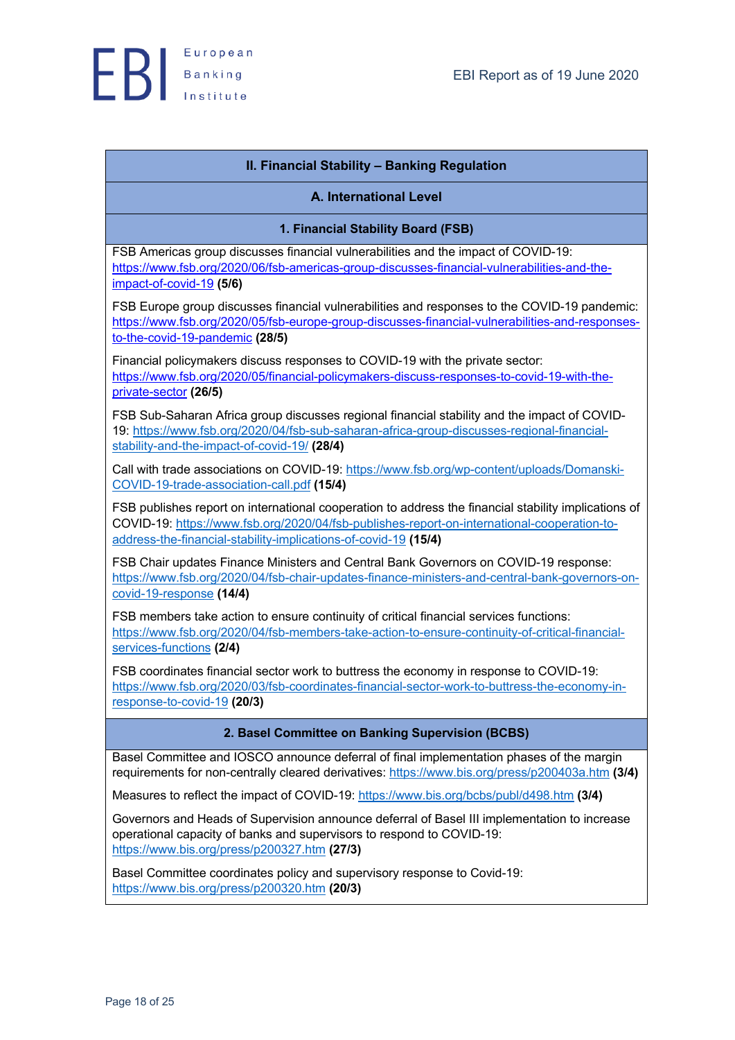## II. Financial Stability – Banking Regulation

### A. International Level

#### 1. Financial Stability Board (FSB)

FSB Americas group discusses financial vulnerabilities and the impact of COVID-19: https://www.fsb.org/2020/06/fsb-americas-group-discusses-financial-vulnerabilities-and-the-impact-of-covid-19 **(5/6)**

FSB Europe group discusses financial vulnerabilities and responses to the COVID-19 pandemic: https://www.fsb.org/2020/05/fsb-europe-group-discusses-financial-vulnerabilities-and-responses-to-the-covid-19-pandemic **(28/5)**

Financial policymakers discuss responses to COVID-19 with the private sector: https://www.fsb.org/2020/05/financial-policymakers-discuss-responses-to-covid-19-with-the-private-sector **(26/5)**

FSB Sub-Saharan Africa group discusses regional financial stability and the impact of COVID-19: https://www.fsb.org/2020/04/fsb-sub-saharan-africa-group-discusses-regional-financial-stability-and-the-impact-of-covid-19/ **(28/4)**

Call with trade associations on COVID-19: https://www.fsb.org/wp-content/uploads/Domanski-COVID-19-trade-association-call.pdf **(15/4)**

FSB publishes report on international cooperation to address the financial stability implications of COVID-19: https://www.fsb.org/2020/04/fsb-publishes-report-on-international-cooperation-to-address-the-financial-stability-implications-of-covid-19 **(15/4)**

FSB Chair updates Finance Ministers and Central Bank Governors on COVID-19 response: https://www.fsb.org/2020/04/fsb-chair-updates-finance-ministers-and-central-bank-governors-on-covid-19-response **(14/4)**

FSB members take action to ensure continuity of critical financial services functions: https://www.fsb.org/2020/04/fsb-members-take-action-to-ensure-continuity-of-critical-financial-services-functions **(2/4)**

FSB coordinates financial sector work to buttress the economy in response to COVID-19: https://www.fsb.org/2020/03/fsb-coordinates-financial-sector-work-to-buttress-the-economy-in-response-to-covid-19 **(20/3)**

#### 2. Basel Committee on Banking Supervision (BCBS)

Basel Committee and IOSCO announce deferral of final implementation phases of the margin requirements for non-centrally cleared derivatives: https://www.bis.org/press/p200403a.htm **(3/4)**

Measures to reflect the impact of COVID-19: https://www.bis.org/bcbs/publ/d498.htm **(3/4)**

Governors and Heads of Supervision announce deferral of Basel III implementation to increase operational capacity of banks and supervisors to respond to COVID-19: https://www.bis.org/press/p200327.htm **(27/3)**

Basel Committee coordinates policy and supervisory response to Covid-19: https://www.bis.org/press/p200320.htm **(20/3)**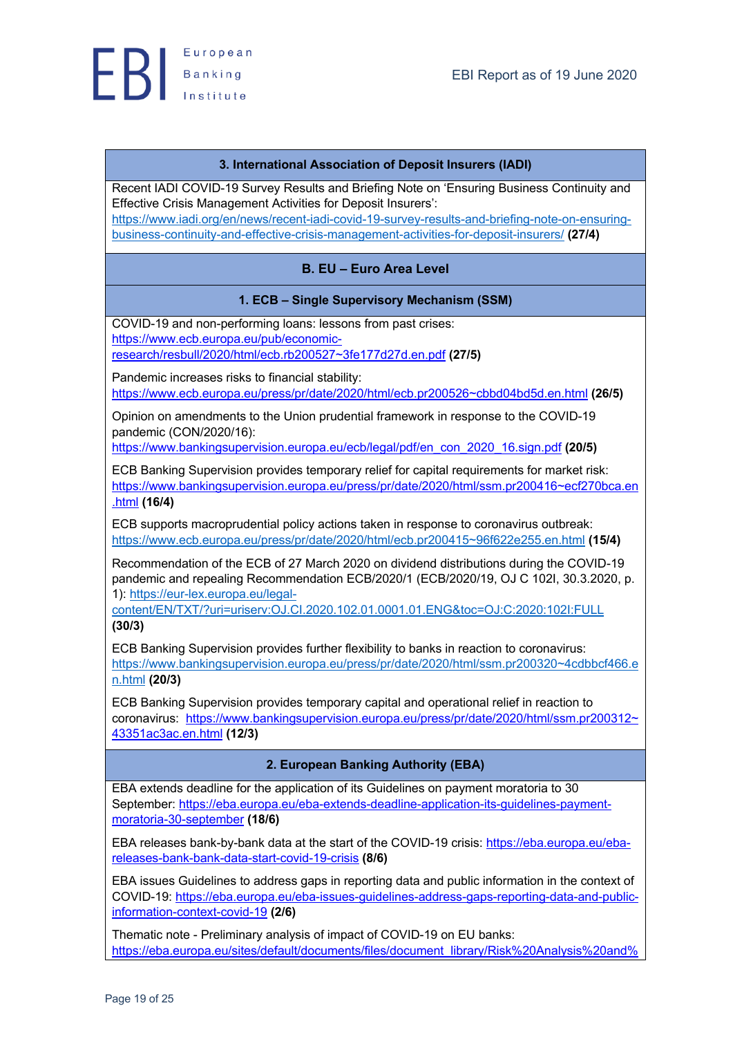### 3. International Association of Deposit Insurers (IADI)

Recent IADI COVID-19 Survey Results and Briefing Note on 'Ensuring Business Continuity and Effective Crisis Management Activities for Deposit Insurers': https://www.iadi.org/en/news/recent-iadi-covid-19-survey-results-and-briefing-note-on-ensuring-business-continuity-and-effective-crisis-management-activities-for-deposit-insurers/ **(27/4)**

## B. EU – Euro Area Level

### 1. ECB – Single Supervisory Mechanism (SSM)

COVID-19 and non-performing loans: lessons from past crises: https://www.ecb.europa.eu/pub/economic-research/resbull/2020/html/ecb.rb200527~3fe177d27d.en.pdf **(27/5)**

Pandemic increases risks to financial stability: https://www.ecb.europa.eu/press/pr/date/2020/html/ecb.pr200526~cbbd04bd5d.en.html **(26/5)**

Opinion on amendments to the Union prudential framework in response to the COVID-19 pandemic (CON/2020/16): https://www.bankingsupervision.europa.eu/ecb/legal/pdf/en_con_2020_16.sign.pdf **(20/5)**

ECB Banking Supervision provides temporary relief for capital requirements for market risk: https://www.bankingsupervision.europa.eu/press/pr/date/2020/html/ssm.pr200416~ecf270bca.en.html **(16/4)**

ECB supports macroprudential policy actions taken in response to coronavirus outbreak: https://www.ecb.europa.eu/press/pr/date/2020/html/ecb.pr200415~96f622e255.en.html **(15/4)**

Recommendation of the ECB of 27 March 2020 on dividend distributions during the COVID-19 pandemic and repealing Recommendation ECB/2020/1 (ECB/2020/19, OJ C 102I, 30.3.2020, p. 1): https://eur-lex.europa.eu/legal-content/EN/TXT/?uri=uriserv:OJ.CI.2020.102.01.0001.01.ENG&toc=OJ:C:2020:102I:FULL **(30/3)**

ECB Banking Supervision provides further flexibility to banks in reaction to coronavirus: https://www.bankingsupervision.europa.eu/press/pr/date/2020/html/ssm.pr200320~4cdbbcf466.en.html **(20/3)**

ECB Banking Supervision provides temporary capital and operational relief in reaction to coronavirus: https://www.bankingsupervision.europa.eu/press/pr/date/2020/html/ssm.pr200312~43351ac3ac.en.html **(12/3)**

### 2. European Banking Authority (EBA)

EBA extends deadline for the application of its Guidelines on payment moratoria to 30 September: https://eba.europa.eu/eba-extends-deadline-application-its-guidelines-payment-moratoria-30-september **(18/6)**

EBA releases bank-by-bank data at the start of the COVID-19 crisis: https://eba.europa.eu/eba-releases-bank-bank-data-start-covid-19-crisis **(8/6)**

EBA issues Guidelines to address gaps in reporting data and public information in the context of COVID-19: https://eba.europa.eu/eba-issues-guidelines-address-gaps-reporting-data-and-public-information-context-covid-19 **(2/6)**

Thematic note - Preliminary analysis of impact of COVID-19 on EU banks: https://eba.europa.eu/sites/default/documents/files/document_library/Risk%20Analysis%20and%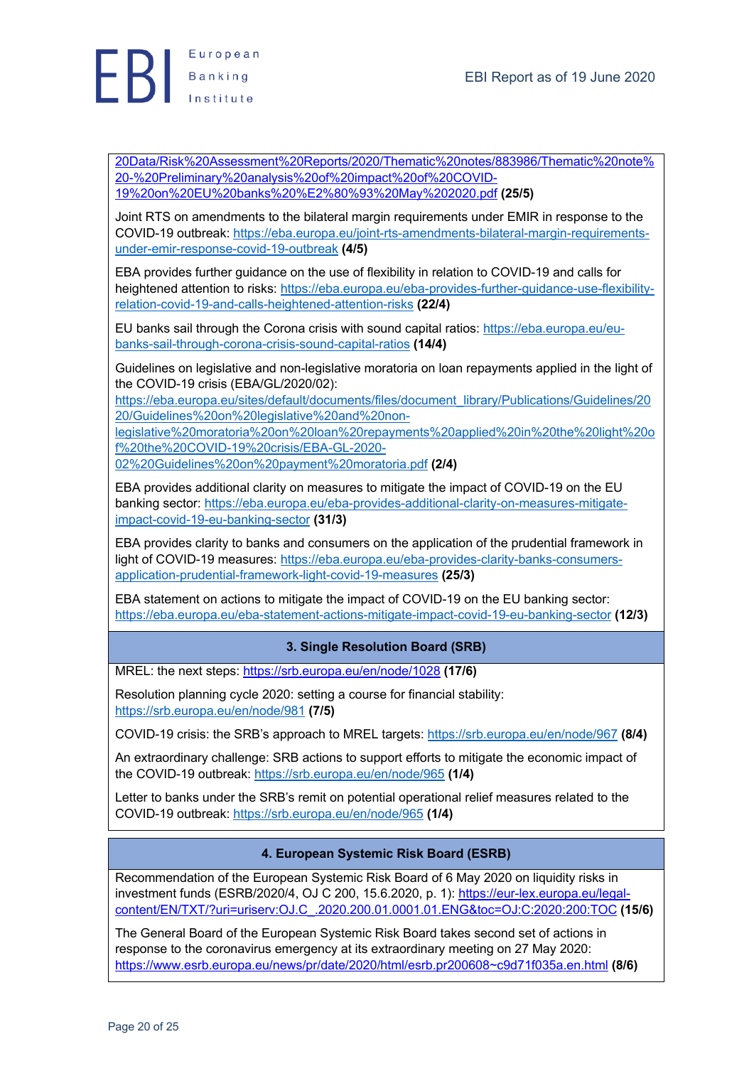20Data/Risk%20Assessment%20Reports/2020/Thematic%20notes/883986/Thematic%20note%20-%20Preliminary%20analysis%20of%20impact%20of%20COVID-19%20on%20EU%20banks%20%E2%80%93%20May%202020.pdf **(25/5)**

Joint RTS on amendments to the bilateral margin requirements under EMIR in response to the COVID-19 outbreak: https://eba.europa.eu/joint-rts-amendments-bilateral-margin-requirements-under-emir-response-covid-19-outbreak **(4/5)**

EBA provides further guidance on the use of flexibility in relation to COVID-19 and calls for heightened attention to risks: https://eba.europa.eu/eba-provides-further-guidance-use-flexibility-relation-covid-19-and-calls-heightened-attention-risks **(22/4)**

EU banks sail through the Corona crisis with sound capital ratios: https://eba.europa.eu/eu-banks-sail-through-corona-crisis-sound-capital-ratios **(14/4)**

Guidelines on legislative and non-legislative moratoria on loan repayments applied in the light of the COVID-19 crisis (EBA/GL/2020/02): https://eba.europa.eu/sites/default/documents/files/document_library/Publications/Guidelines/2020/Guidelines%20on%20legislative%20and%20non-legislative%20moratoria%20on%20loan%20repayments%20applied%20in%20the%20light%20of%20the%20COVID-19%20crisis/EBA-GL-2020-02%20Guidelines%20on%20payment%20moratoria.pdf **(2/4)**

EBA provides additional clarity on measures to mitigate the impact of COVID-19 on the EU banking sector: https://eba.europa.eu/eba-provides-additional-clarity-on-measures-mitigate-impact-covid-19-eu-banking-sector **(31/3)**

EBA provides clarity to banks and consumers on the application of the prudential framework in light of COVID-19 measures: https://eba.europa.eu/eba-provides-clarity-banks-consumers-application-prudential-framework-light-covid-19-measures **(25/3)**

EBA statement on actions to mitigate the impact of COVID-19 on the EU banking sector: https://eba.europa.eu/eba-statement-actions-mitigate-impact-covid-19-eu-banking-sector **(12/3)**

## 3. Single Resolution Board (SRB)

MREL: the next steps: https://srb.europa.eu/en/node/1028 **(17/6)**

Resolution planning cycle 2020: setting a course for financial stability: https://srb.europa.eu/en/node/981 **(7/5)**

COVID-19 crisis: the SRB's approach to MREL targets: https://srb.europa.eu/en/node/967 **(8/4)**

An extraordinary challenge: SRB actions to support efforts to mitigate the economic impact of the COVID-19 outbreak: https://srb.europa.eu/en/node/965 **(1/4)**

Letter to banks under the SRB's remit on potential operational relief measures related to the COVID-19 outbreak: https://srb.europa.eu/en/node/965 **(1/4)**

## 4. European Systemic Risk Board (ESRB)

Recommendation of the European Systemic Risk Board of 6 May 2020 on liquidity risks in investment funds (ESRB/2020/4, OJ C 200, 15.6.2020, p. 1): https://eur-lex.europa.eu/legal-content/EN/TXT/?uri=uriserv:OJ.C_.2020.200.01.0001.01.ENG&toc=OJ:C:2020:200:TOC **(15/6)**

The General Board of the European Systemic Risk Board takes second set of actions in response to the coronavirus emergency at its extraordinary meeting on 27 May 2020: https://www.esrb.europa.eu/news/pr/date/2020/html/esrb.pr200608~c9d71f035a.en.html **(8/6)**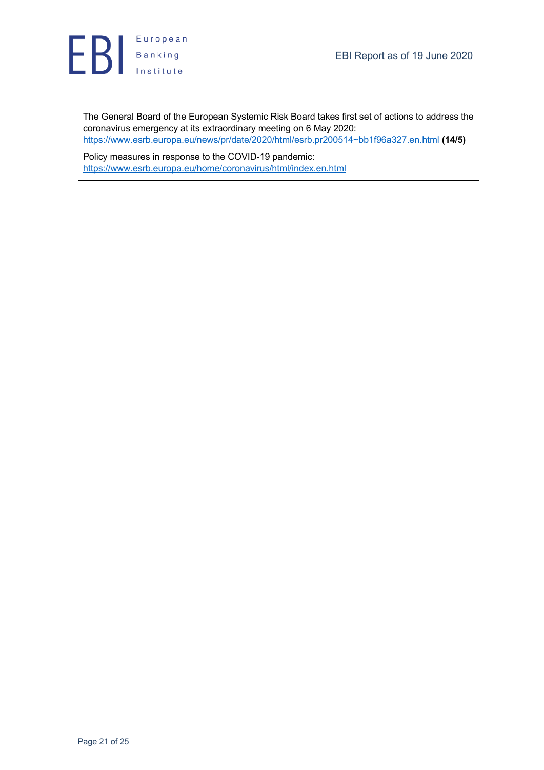The General Board of the European Systemic Risk Board takes first set of actions to address the coronavirus emergency at its extraordinary meeting on 6 May 2020: https://www.esrb.europa.eu/news/pr/date/2020/html/esrb.pr200514~bb1f96a327.en.html **(14/5)**

Policy measures in response to the COVID-19 pandemic: https://www.esrb.europa.eu/home/coronavirus/html/index.en.html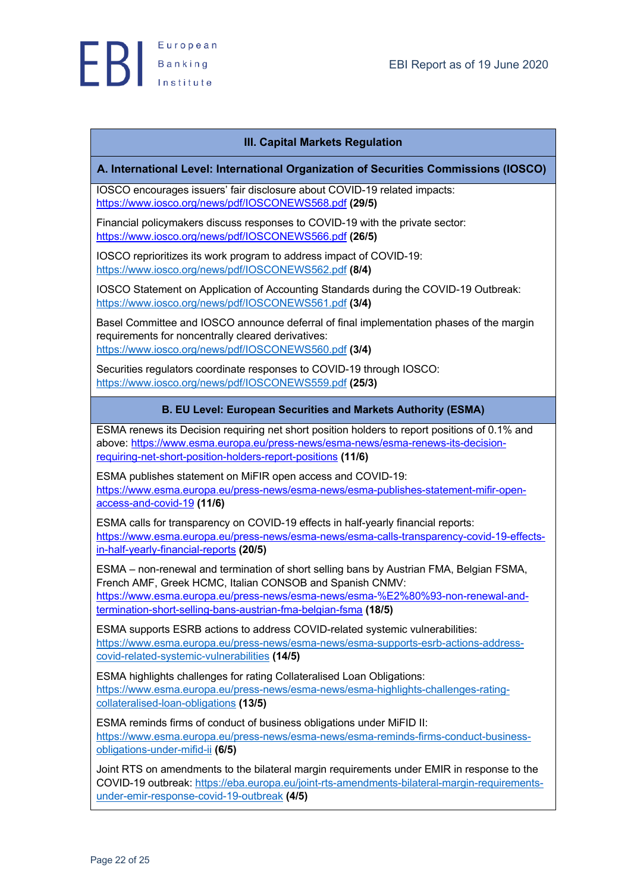### III. Capital Markets Regulation

#### A. International Level: International Organization of Securities Commissions (IOSCO)

IOSCO encourages issuers' fair disclosure about COVID-19 related impacts: https://www.iosco.org/news/pdf/IOSCONEWS568.pdf **(29/5)**

Financial policymakers discuss responses to COVID-19 with the private sector: https://www.iosco.org/news/pdf/IOSCONEWS566.pdf **(26/5)**

IOSCO reprioritizes its work program to address impact of COVID-19: https://www.iosco.org/news/pdf/IOSCONEWS562.pdf **(8/4)**

IOSCO Statement on Application of Accounting Standards during the COVID-19 Outbreak: https://www.iosco.org/news/pdf/IOSCONEWS561.pdf **(3/4)**

Basel Committee and IOSCO announce deferral of final implementation phases of the margin requirements for noncentrally cleared derivatives: https://www.iosco.org/news/pdf/IOSCONEWS560.pdf **(3/4)**

Securities regulators coordinate responses to COVID-19 through IOSCO: https://www.iosco.org/news/pdf/IOSCONEWS559.pdf **(25/3)**

#### B. EU Level: European Securities and Markets Authority (ESMA)

ESMA renews its Decision requiring net short position holders to report positions of 0.1% and above: https://www.esma.europa.eu/press-news/esma-news/esma-renews-its-decision-requiring-net-short-position-holders-report-positions **(11/6)**

ESMA publishes statement on MiFIR open access and COVID-19: https://www.esma.europa.eu/press-news/esma-news/esma-publishes-statement-mifir-open-access-and-covid-19 **(11/6)**

ESMA calls for transparency on COVID-19 effects in half-yearly financial reports: https://www.esma.europa.eu/press-news/esma-news/esma-calls-transparency-covid-19-effects-in-half-yearly-financial-reports **(20/5)**

ESMA – non-renewal and termination of short selling bans by Austrian FMA, Belgian FSMA, French AMF, Greek HCMC, Italian CONSOB and Spanish CNMV: https://www.esma.europa.eu/press-news/esma-news/esma-%E2%80%93-non-renewal-and-termination-short-selling-bans-austrian-fma-belgian-fsma **(18/5)**

ESMA supports ESRB actions to address COVID-related systemic vulnerabilities: https://www.esma.europa.eu/press-news/esma-news/esma-supports-esrb-actions-address-covid-related-systemic-vulnerabilities **(14/5)**

ESMA highlights challenges for rating Collateralised Loan Obligations: https://www.esma.europa.eu/press-news/esma-news/esma-highlights-challenges-rating-collateralised-loan-obligations **(13/5)**

ESMA reminds firms of conduct of business obligations under MiFID II: https://www.esma.europa.eu/press-news/esma-news/esma-reminds-firms-conduct-business-obligations-under-mifid-ii **(6/5)**

Joint RTS on amendments to the bilateral margin requirements under EMIR in response to the COVID-19 outbreak: https://eba.europa.eu/joint-rts-amendments-bilateral-margin-requirements-under-emir-response-covid-19-outbreak **(4/5)**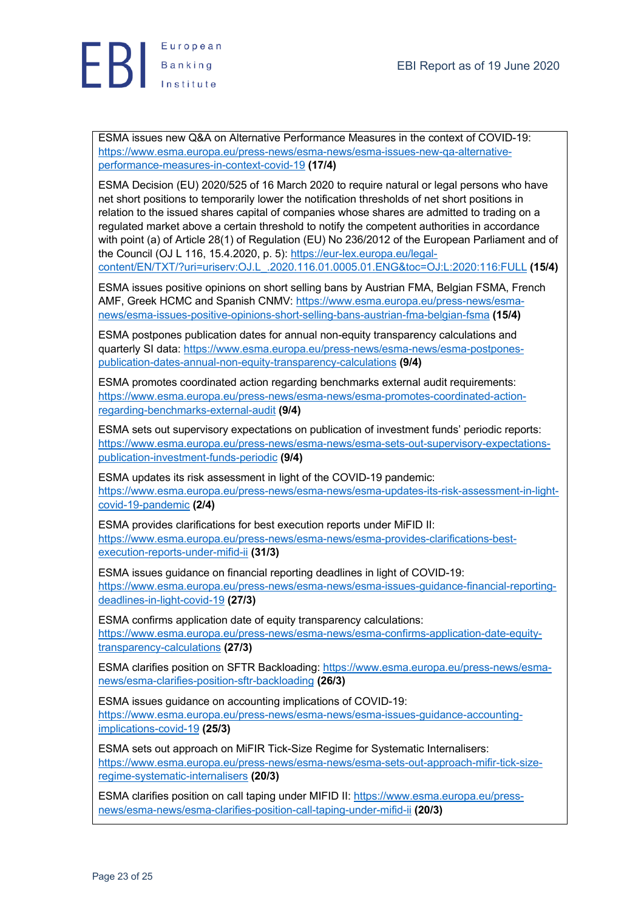ESMA issues new Q&A on Alternative Performance Measures in the context of COVID-19: https://www.esma.europa.eu/press-news/esma-news/esma-issues-new-qa-alternative-performance-measures-in-context-covid-19 **(17/4)**

ESMA Decision (EU) 2020/525 of 16 March 2020 to require natural or legal persons who have net short positions to temporarily lower the notification thresholds of net short positions in relation to the issued shares capital of companies whose shares are admitted to trading on a regulated market above a certain threshold to notify the competent authorities in accordance with point (a) of Article 28(1) of Regulation (EU) No 236/2012 of the European Parliament and of the Council (OJ L 116, 15.4.2020, p. 5): https://eur-lex.europa.eu/legal-content/EN/TXT/?uri=uriserv:OJ.L_.2020.116.01.0005.01.ENG&toc=OJ:L:2020:116:FULL **(15/4)**

ESMA issues positive opinions on short selling bans by Austrian FMA, Belgian FSMA, French AMF, Greek HCMC and Spanish CNMV: https://www.esma.europa.eu/press-news/esma-news/esma-issues-positive-opinions-short-selling-bans-austrian-fma-belgian-fsma **(15/4)**

ESMA postpones publication dates for annual non-equity transparency calculations and quarterly SI data: https://www.esma.europa.eu/press-news/esma-news/esma-postpones-publication-dates-annual-non-equity-transparency-calculations **(9/4)**

ESMA promotes coordinated action regarding benchmarks external audit requirements: https://www.esma.europa.eu/press-news/esma-news/esma-promotes-coordinated-action-regarding-benchmarks-external-audit **(9/4)**

ESMA sets out supervisory expectations on publication of investment funds' periodic reports: https://www.esma.europa.eu/press-news/esma-news/esma-sets-out-supervisory-expectations-publication-investment-funds-periodic **(9/4)**

ESMA updates its risk assessment in light of the COVID-19 pandemic: https://www.esma.europa.eu/press-news/esma-news/esma-updates-its-risk-assessment-in-light-covid-19-pandemic **(2/4)**

ESMA provides clarifications for best execution reports under MiFID II: https://www.esma.europa.eu/press-news/esma-news/esma-provides-clarifications-best-execution-reports-under-mifid-ii **(31/3)**

ESMA issues guidance on financial reporting deadlines in light of COVID-19: https://www.esma.europa.eu/press-news/esma-news/esma-issues-guidance-financial-reporting-deadlines-in-light-covid-19 **(27/3)**

ESMA confirms application date of equity transparency calculations: https://www.esma.europa.eu/press-news/esma-news/esma-confirms-application-date-equity-transparency-calculations **(27/3)**

ESMA clarifies position on SFTR Backloading: https://www.esma.europa.eu/press-news/esma-news/esma-clarifies-position-sftr-backloading **(26/3)**

ESMA issues guidance on accounting implications of COVID-19: https://www.esma.europa.eu/press-news/esma-news/esma-issues-guidance-accounting-implications-covid-19 **(25/3)**

ESMA sets out approach on MiFIR Tick-Size Regime for Systematic Internalisers: https://www.esma.europa.eu/press-news/esma-news/esma-sets-out-approach-mifir-tick-size-regime-systematic-internalisers **(20/3)**

ESMA clarifies position on call taping under MIFID II: https://www.esma.europa.eu/press-news/esma-news/esma-clarifies-position-call-taping-under-mifid-ii **(20/3)**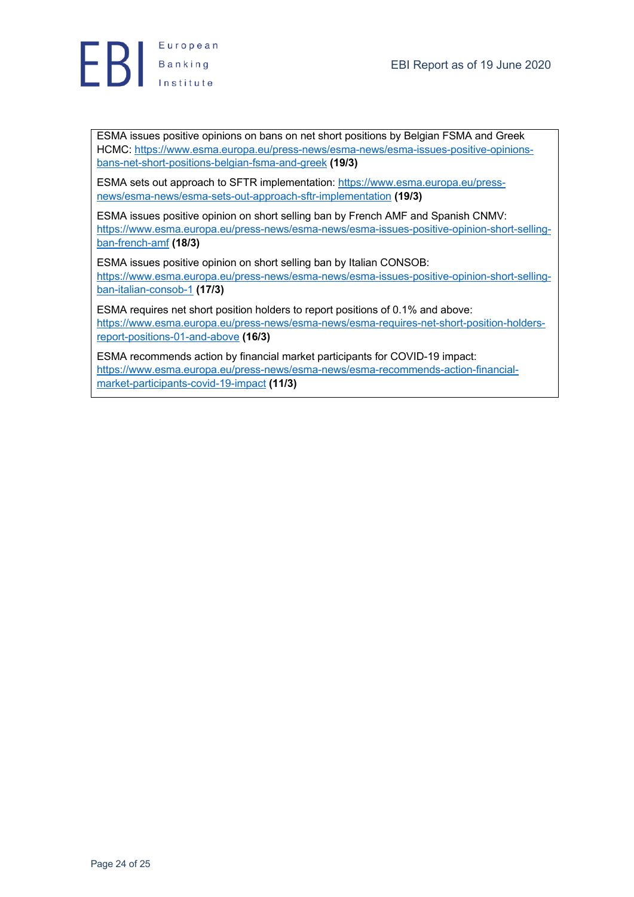ESMA issues positive opinions on bans on net short positions by Belgian FSMA and Greek HCMC: [https://www.esma.europa.eu/press-news/esma-news/esma-issues-positive-opinions-bans-net-short-positions-belgian-fsma-and-greek](https://www.esma.europa.eu/press-news/esma-news/esma-issues-positive-opinions-bans-net-short-positions-belgian-fsma-and-greek) **(19/3)**

ESMA sets out approach to SFTR implementation: [https://www.esma.europa.eu/press-news/esma-news/esma-sets-out-approach-sftr-implementation](https://www.esma.europa.eu/press-news/esma-news/esma-sets-out-approach-sftr-implementation) **(19/3)**

ESMA issues positive opinion on short selling ban by French AMF and Spanish CNMV: [https://www.esma.europa.eu/press-news/esma-news/esma-issues-positive-opinion-short-selling-ban-french-amf](https://www.esma.europa.eu/press-news/esma-news/esma-issues-positive-opinion-short-selling-ban-french-amf) **(18/3)**

ESMA issues positive opinion on short selling ban by Italian CONSOB: [https://www.esma.europa.eu/press-news/esma-news/esma-issues-positive-opinion-short-selling-ban-italian-consob-1](https://www.esma.europa.eu/press-news/esma-news/esma-issues-positive-opinion-short-selling-ban-italian-consob-1) **(17/3)**

ESMA requires net short position holders to report positions of 0.1% and above: [https://www.esma.europa.eu/press-news/esma-news/esma-requires-net-short-position-holders-report-positions-01-and-above](https://www.esma.europa.eu/press-news/esma-news/esma-requires-net-short-position-holders-report-positions-01-and-above) **(16/3)**

ESMA recommends action by financial market participants for COVID-19 impact: [https://www.esma.europa.eu/press-news/esma-news/esma-recommends-action-financial-market-participants-covid-19-impact](https://www.esma.europa.eu/press-news/esma-news/esma-recommends-action-financial-market-participants-covid-19-impact) **(11/3)**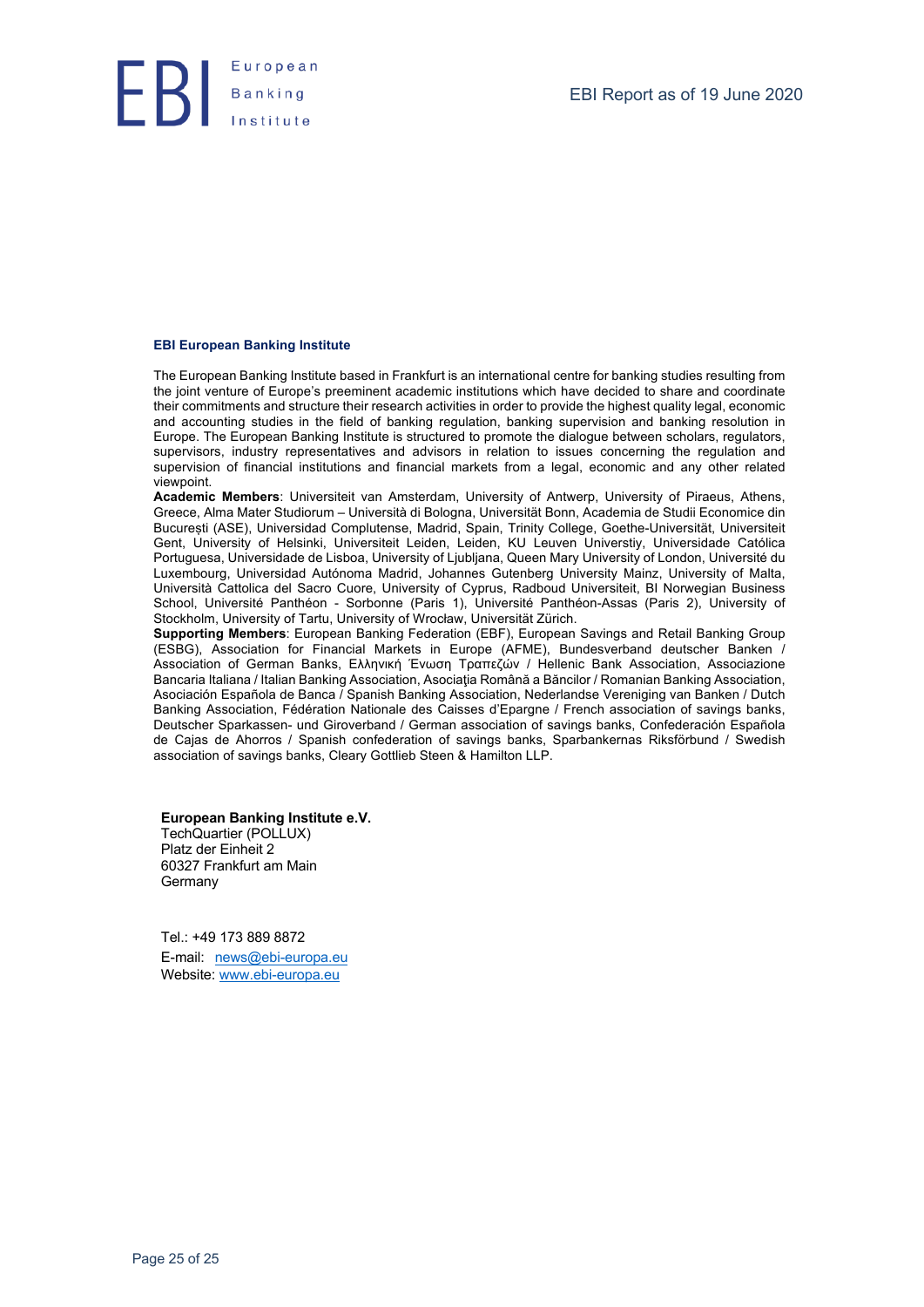**EBI European Banking Institute**

The European Banking Institute based in Frankfurt is an international centre for banking studies resulting from the joint venture of Europe's preeminent academic institutions which have decided to share and coordinate their commitments and structure their research activities in order to provide the highest quality legal, economic and accounting studies in the field of banking regulation, banking supervision and banking resolution in Europe. The European Banking Institute is structured to promote the dialogue between scholars, regulators, supervisors, industry representatives and advisors in relation to issues concerning the regulation and supervision of financial institutions and financial markets from a legal, economic and any other related viewpoint.

**Academic Members**: Universiteit van Amsterdam, University of Antwerp, University of Piraeus, Athens, Greece, Alma Mater Studiorum – Università di Bologna, Universität Bonn, Academia de Studii Economice din București (ASE), Universidad Complutense, Madrid, Spain, Trinity College, Goethe-Universität, Universiteit Gent, University of Helsinki, Universiteit Leiden, Leiden, KU Leuven Universtiy, Universidade Católica Portuguesa, Universidade de Lisboa, University of Ljubljana, Queen Mary University of London, Université du Luxembourg, Universidad Autónoma Madrid, Johannes Gutenberg University Mainz, University of Malta, Università Cattolica del Sacro Cuore, University of Cyprus, Radboud Universiteit, BI Norwegian Business School, Université Panthéon - Sorbonne (Paris 1), Université Panthéon-Assas (Paris 2), University of Stockholm, University of Tartu, University of Wrocław, Universität Zürich.

**Supporting Members**: European Banking Federation (EBF), European Savings and Retail Banking Group (ESBG), Association for Financial Markets in Europe (AFME), Bundesverband deutscher Banken / Association of German Banks, Ελληνική Ένωση Τραπεζών / Hellenic Bank Association, Associazione Bancaria Italiana / Italian Banking Association, Asociaţia Română a Băncilor / Romanian Banking Association, Asociación Española de Banca / Spanish Banking Association, Nederlandse Vereniging van Banken / Dutch Banking Association, Fédération Nationale des Caisses d'Epargne / French association of savings banks, Deutscher Sparkassen- und Giroverband / German association of savings banks, Confederación Española de Cajas de Ahorros / Spanish confederation of savings banks, Sparbankernas Riksförbund / Swedish association of savings banks, Cleary Gottlieb Steen & Hamilton LLP.

**European Banking Institute e.V.**
TechQuartier (POLLUX)
Platz der Einheit 2
60327 Frankfurt am Main
Germany

Tel.: +49 173 889 8872
E-mail: news@ebi-europa.eu
Website: www.ebi-europa.eu